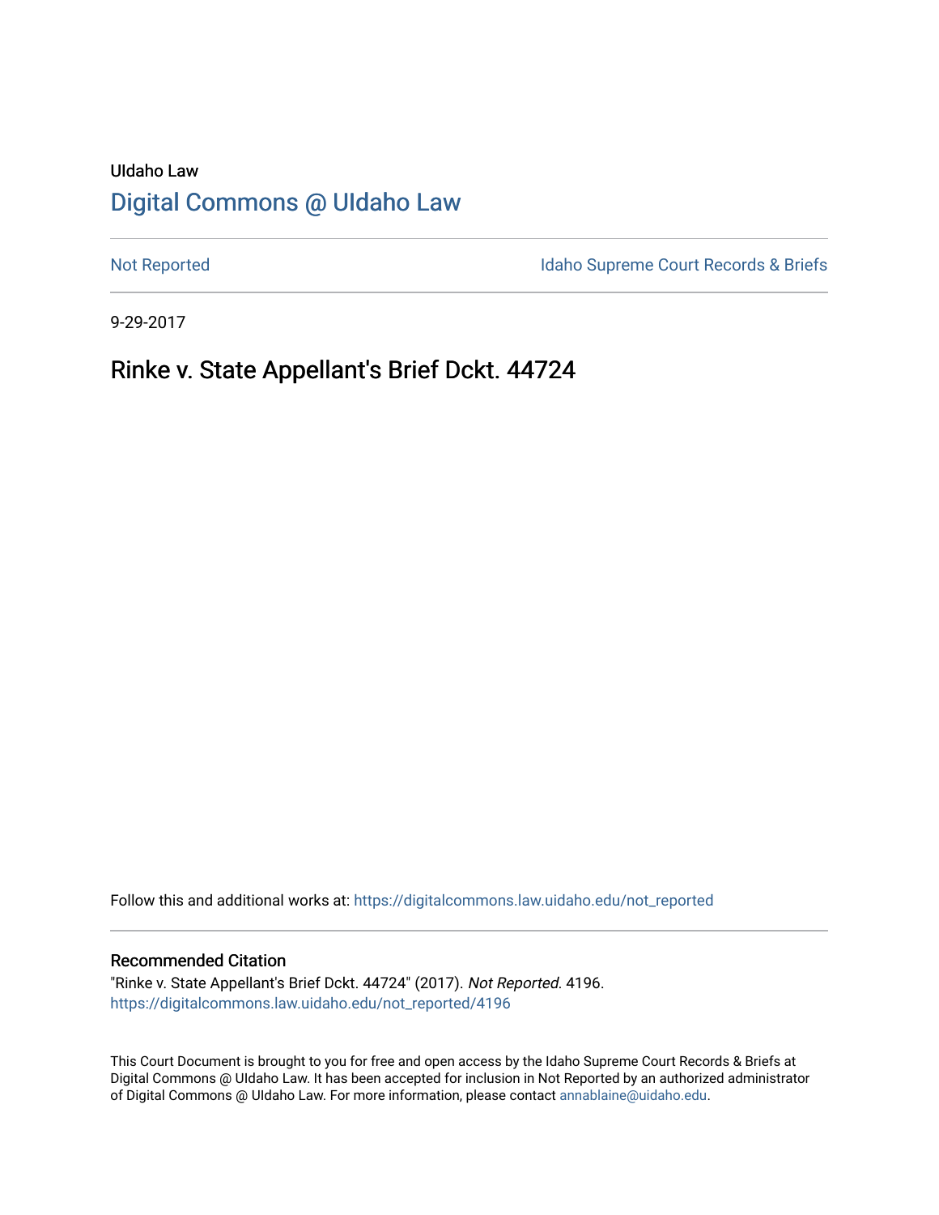UIdaho Law

# Digital Commons @ UIdaho Law

Not Reported

Idaho Supreme Court Records & Briefs

9-29-2017

## Rinke v. State Appellant's Brief Dckt. 44724

Follow this and additional works at: https://digitalcommons.law.uidaho.edu/not_reported

### Recommended Citation

"Rinke v. State Appellant's Brief Dckt. 44724" (2017). *Not Reported*. 4196.
https://digitalcommons.law.uidaho.edu/not_reported/4196

This Court Document is brought to you for free and open access by the Idaho Supreme Court Records & Briefs at Digital Commons @ UIdaho Law. It has been accepted for inclusion in Not Reported by an authorized administrator of Digital Commons @ UIdaho Law. For more information, please contact annablaine@uidaho.edu.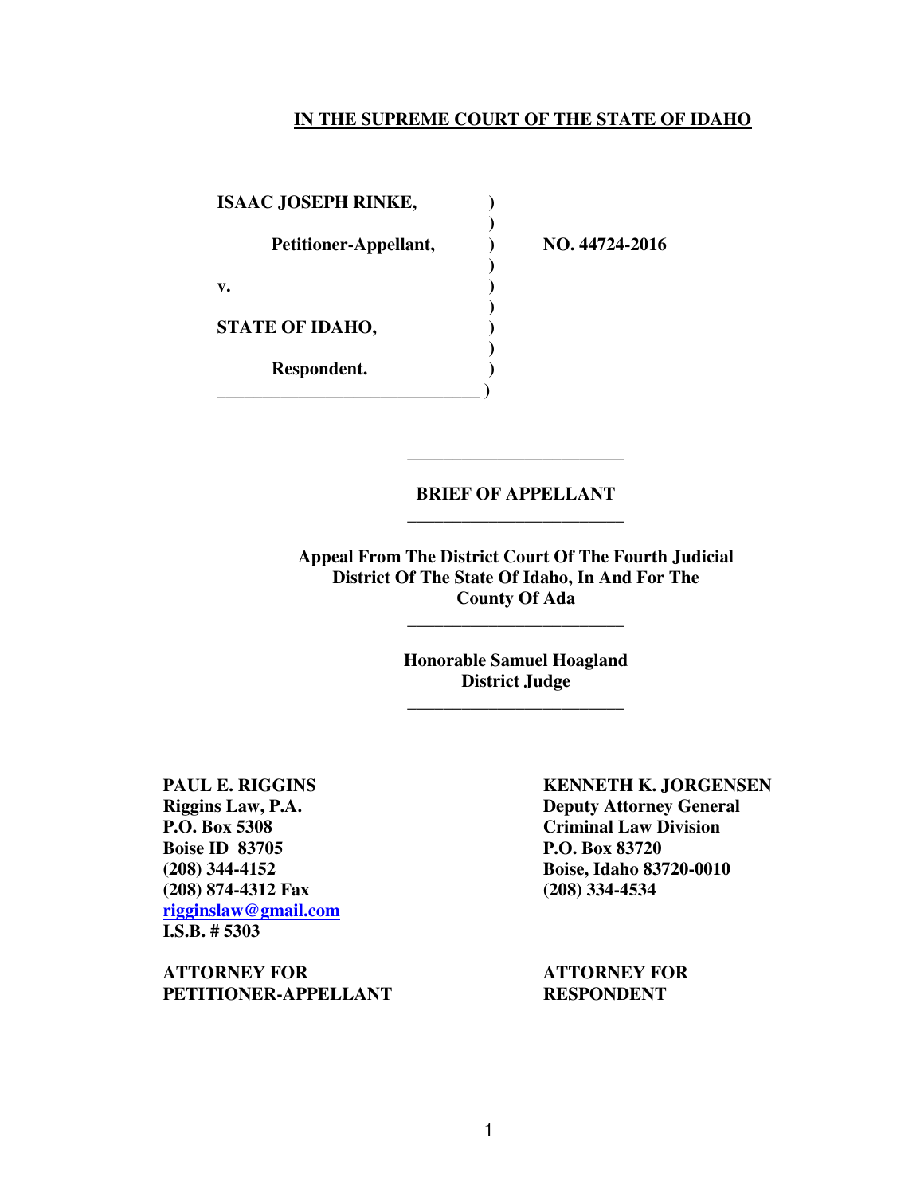**IN THE SUPREME COURT OF THE STATE OF IDAHO**

| | | |
|---|---|---|
| **ISAAC JOSEPH RINKE,** | ) | |
| | ) | |
| **Petitioner-Appellant,** | ) | **NO. 44724-2016** |
| | ) | |
| **v.** | ) | |
| | ) | |
| **STATE OF IDAHO,** | ) | |
| | ) | |
| **Respondent.** | ) | |

---

**BRIEF OF APPELLANT**

---

**Appeal From The District Court Of The Fourth Judicial District Of The State Of Idaho, In And For The County Of Ada**

---

**Honorable Samuel Hoagland**
**District Judge**

---

**PAUL E. RIGGINS**
**Riggins Law, P.A.**
**P.O. Box 5308**
**Boise ID 83705**
**(208) 344-4152**
**(208) 874-4312 Fax**
**rigginslaw@gmail.com**
**I.S.B. # 5303**

**ATTORNEY FOR PETITIONER-APPELLANT**

**KENNETH K. JORGENSEN**
**Deputy Attorney General**
**Criminal Law Division**
**P.O. Box 83720**
**Boise, Idaho 83720-0010**
**(208) 334-4534**

**ATTORNEY FOR RESPONDENT**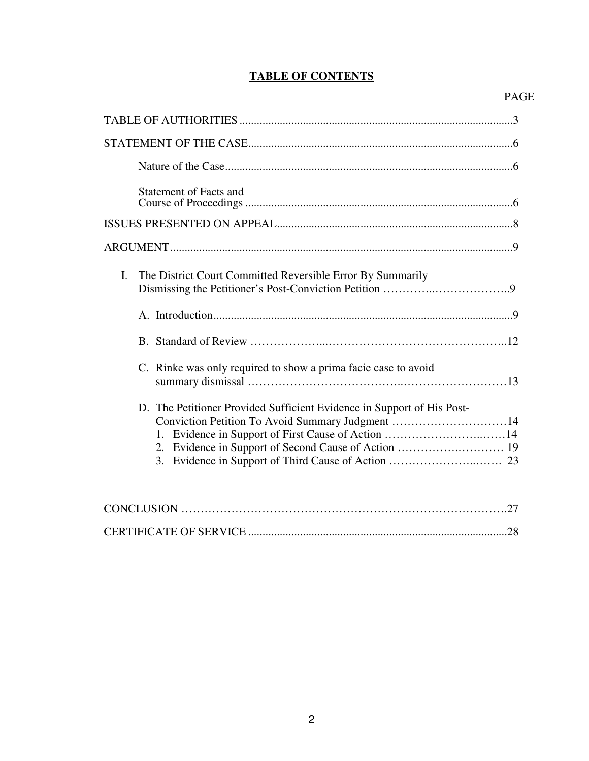# TABLE OF CONTENTS

PAGE

TABLE OF AUTHORITIES ....................................................................................3

STATEMENT OF THE CASE.................................................................................6

Nature of the Case....................................................................................................6

Statement of Facts and Course of Proceedings .............................................................................6

ISSUES PRESENTED ON APPEAL...................................................................8

ARGUMENT.........................................................................................................9

I. The District Court Committed Reversible Error By Summarily Dismissing the Petitioner's Post-Conviction Petition …………..………………..9

A. Introduction.......................................................................................9

B. Standard of Review ………………...………………………………………..12

C. Rinke was only required to show a prima facie case to avoid summary dismissal ………………………………..………………………13

D. The Petitioner Provided Sufficient Evidence in Support of His Post-Conviction Petition To Avoid Summary Judgment …………………………14

1. Evidence in Support of First Cause of Action ……………………..……14
2. Evidence in Support of Second Cause of Action ………….………… 19
3. Evidence in Support of Third Cause of Action ……………………..……. 23

CONCLUSION ……………………………………………………………………….27

CERTIFICATE OF SERVICE ..........................................................................28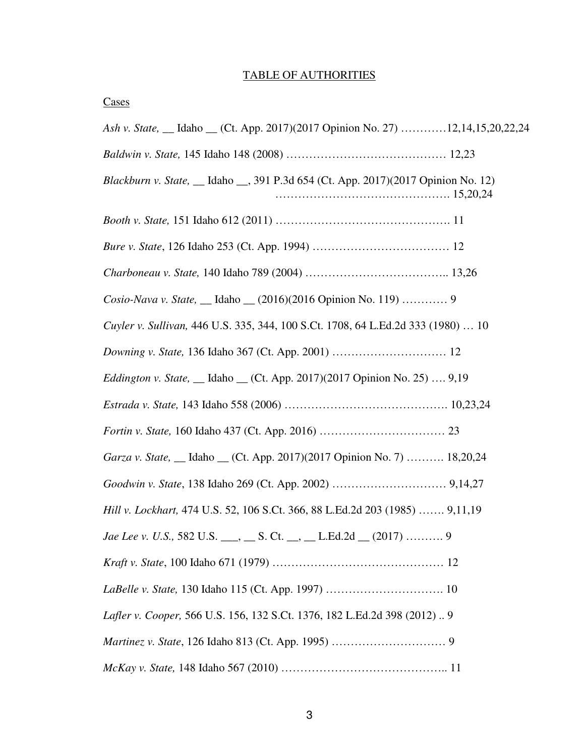TABLE OF AUTHORITIES

Cases

*Ash v. State,* __ Idaho __ (Ct. App. 2017)(2017 Opinion No. 27) …………12,14,15,20,22,24

*Baldwin v. State,* 145 Idaho 148 (2008) …………………………………… 12,23

*Blackburn v. State,* __ Idaho __, 391 P.3d 654 (Ct. App. 2017)(2017 Opinion No. 12) ………………………………………. 15,20,24

*Booth v. State,* 151 Idaho 612 (2011) ………………………………………. 11

*Bure v. State*, 126 Idaho 253 (Ct. App. 1994) ……………………………… 12

*Charboneau v. State,* 140 Idaho 789 (2004) ……………………………….. 13,26

*Cosio-Nava v. State,* __ Idaho __ (2016)(2016 Opinion No. 119) ………… 9

*Cuyler v. Sullivan,* 446 U.S. 335, 344, 100 S.Ct. 1708, 64 L.Ed.2d 333 (1980) … 10

*Downing v. State,* 136 Idaho 367 (Ct. App. 2001) ………………………… 12

*Eddington v. State,* __ Idaho __ (Ct. App. 2017)(2017 Opinion No. 25) …. 9,19

*Estrada v. State,* 143 Idaho 558 (2006) ……………………………………. 10,23,24

*Fortin v. State,* 160 Idaho 437 (Ct. App. 2016) …………………………… 23

*Garza v. State,* __ Idaho __ (Ct. App. 2017)(2017 Opinion No. 7) ………. 18,20,24

*Goodwin v. State*, 138 Idaho 269 (Ct. App. 2002) ………………………… 9,14,27

*Hill v. Lockhart,* 474 U.S. 52, 106 S.Ct. 366, 88 L.Ed.2d 203 (1985) ……. 9,11,19

*Jae Lee v. U.S.,* 582 U.S. ___, __ S. Ct. __, __ L.Ed.2d __ (2017) ………. 9

*Kraft v. State*, 100 Idaho 671 (1979) ……………………………………… 12

*LaBelle v. State,* 130 Idaho 115 (Ct. App. 1997) …………………………. 10

*Lafler v. Cooper,* 566 U.S. 156, 132 S.Ct. 1376, 182 L.Ed.2d 398 (2012) .. 9

*Martinez v. State*, 126 Idaho 813 (Ct. App. 1995) ………………………… 9

*McKay v. State,* 148 Idaho 567 (2010) …………………………………….. 11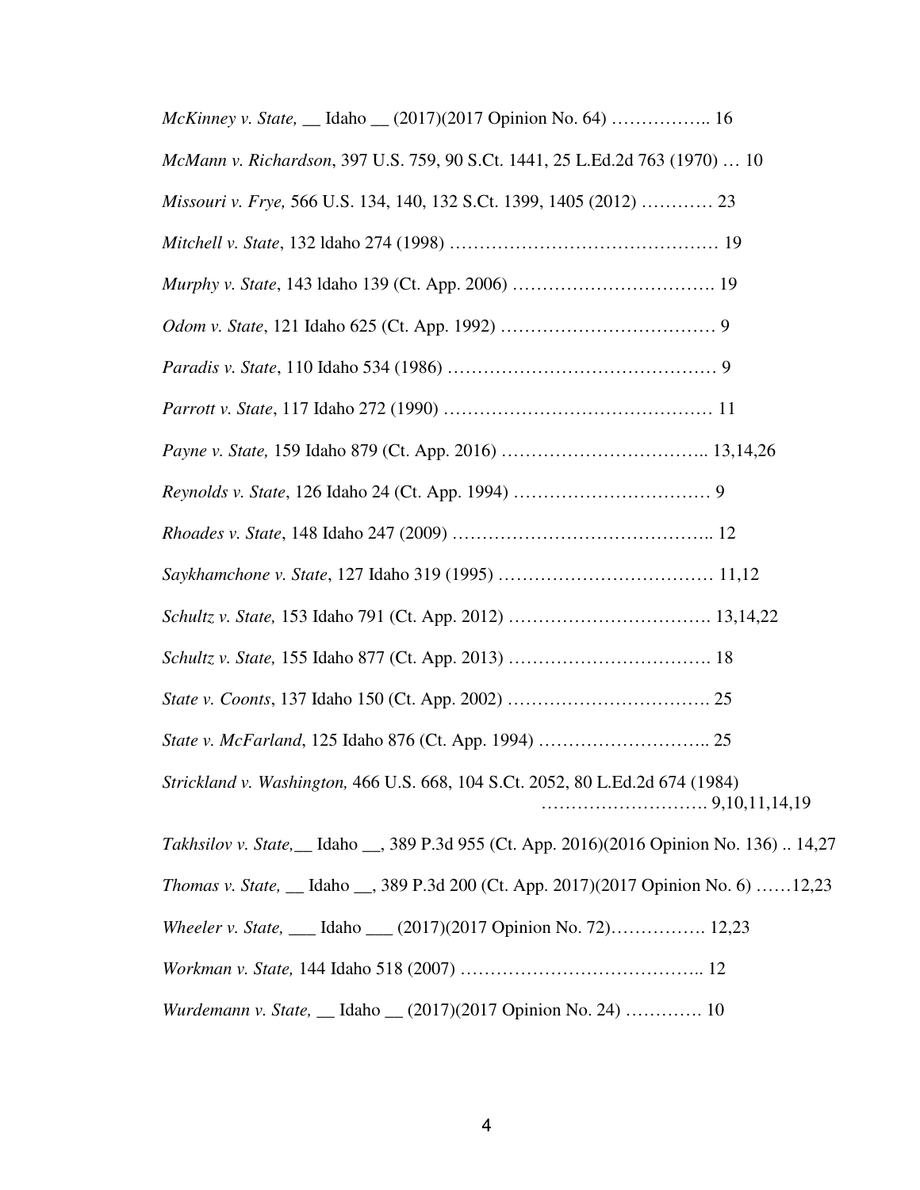*McKinney v. State,* __ Idaho __ (2017)(2017 Opinion No. 64) …………….. 16

*McMann v. Richardson*, 397 U.S. 759, 90 S.Ct. 1441, 25 L.Ed.2d 763 (1970) … 10

*Missouri v. Frye,* 566 U.S. 134, 140, 132 S.Ct. 1399, 1405 (2012) ………… 23

*Mitchell v. State*, 132 ldaho 274 (1998) ……………………………………… 19

*Murphy v. State*, 143 ldaho 139 (Ct. App. 2006) ……………………………. 19

*Odom v. State*, 121 Idaho 625 (Ct. App. 1992) ………………………………. 9

*Paradis v. State*, 110 Idaho 534 (1986) ………………………………………. 9

*Parrott v. State*, 117 Idaho 272 (1990) ………………………………………. 11

*Payne v. State,* 159 Idaho 879 (Ct. App. 2016) …………………………….. 13,14,26

*Reynolds v. State*, 126 Idaho 24 (Ct. App. 1994) …………………………… 9

*Rhoades v. State*, 148 Idaho 247 (2009) …………………………………….. 12

*Saykhamchone v. State*, 127 Idaho 319 (1995) ……………………………… 11,12

*Schultz v. State,* 153 Idaho 791 (Ct. App. 2012) ……………………………. 13,14,22

*Schultz v. State,* 155 Idaho 877 (Ct. App. 2013) ……………………………. 18

*State v. Coonts*, 137 Idaho 150 (Ct. App. 2002) ……………………………. 25

*State v. McFarland*, 125 Idaho 876 (Ct. App. 1994) ……………………….. 25

*Strickland v. Washington,* 466 U.S. 668, 104 S.Ct. 2052, 80 L.Ed.2d 674 (1984) ………………………. 9,10,11,14,19

*Takhsilov v. State,*__ Idaho __, 389 P.3d 955 (Ct. App. 2016)(2016 Opinion No. 136) .. 14,27

*Thomas v. State,* __ Idaho __, 389 P.3d 200 (Ct. App. 2017)(2017 Opinion No. 6) ……12,23

*Wheeler v. State,* ___ Idaho ___ (2017)(2017 Opinion No. 72)……………. 12,23

*Workman v. State,* 144 Idaho 518 (2007) ………………………………….. 12

*Wurdemann v. State,* __ Idaho __ (2017)(2017 Opinion No. 24) …………. 10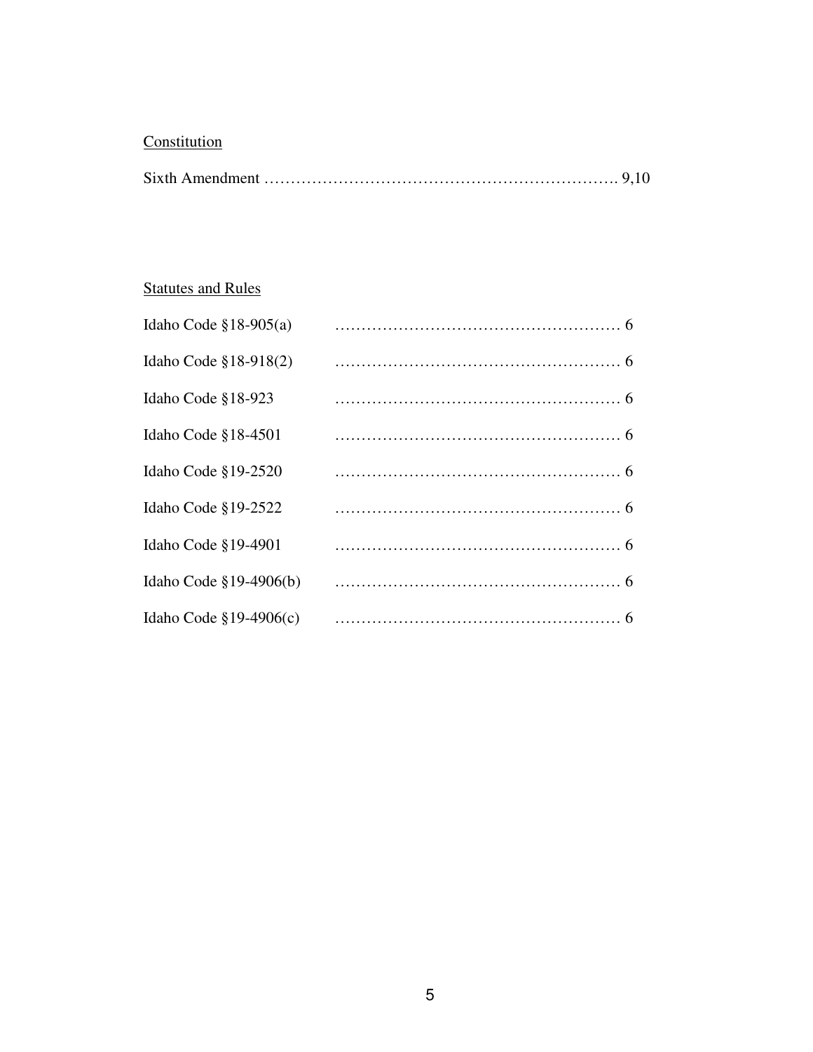Constitution

Sixth Amendment ………………………………………………………… 9,10

Statutes and Rules

Idaho Code §18-905(a) ……………………………………………… 6

Idaho Code §18-918(2) ……………………………………………… 6

Idaho Code §18-923 ……………………………………………… 6

Idaho Code §18-4501 ……………………………………………… 6

Idaho Code §19-2520 ……………………………………………… 6

Idaho Code §19-2522 ……………………………………………… 6

Idaho Code §19-4901 ……………………………………………… 6

Idaho Code §19-4906(b) ……………………………………………… 6

Idaho Code §19-4906(c) ……………………………………………… 6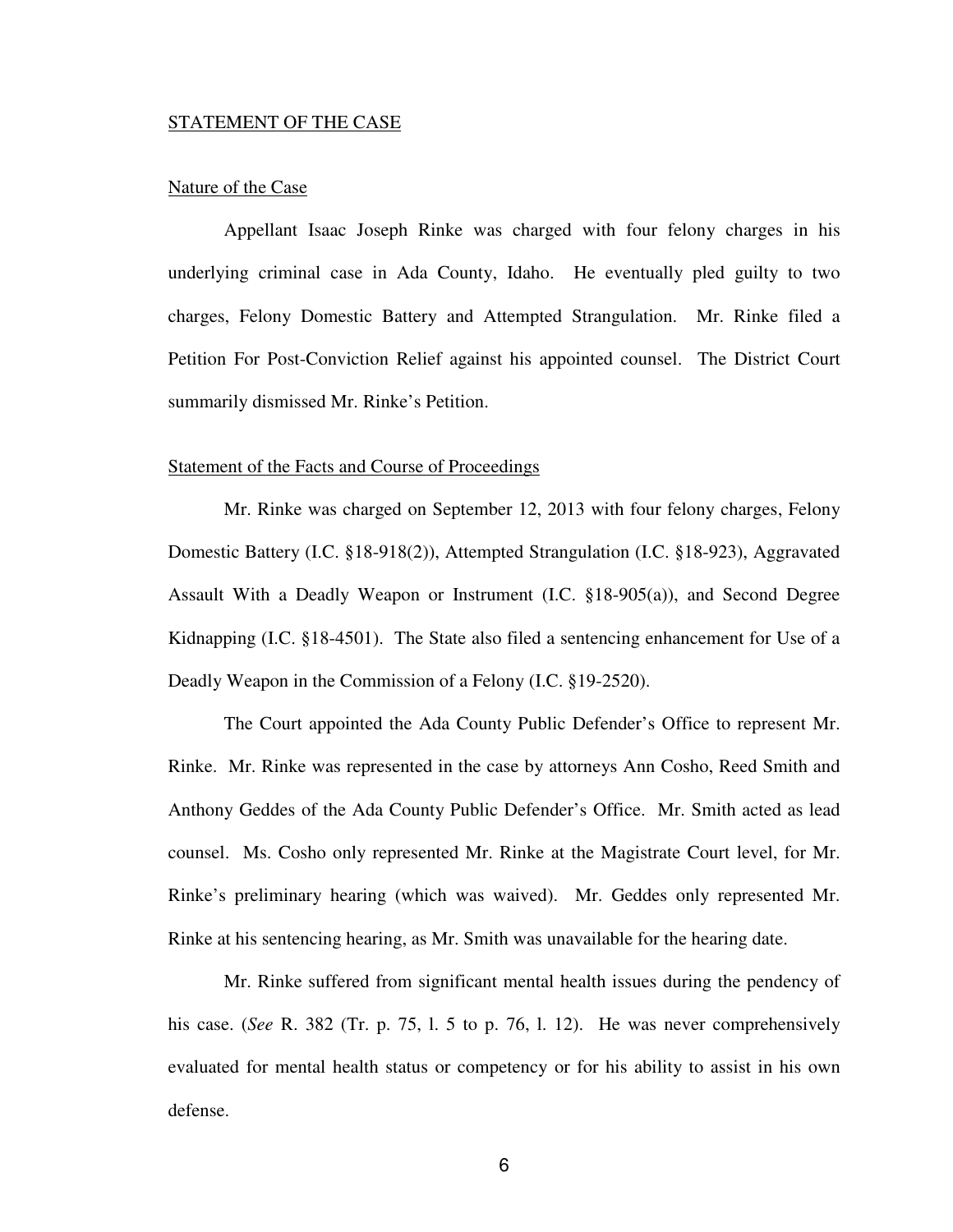## STATEMENT OF THE CASE

### Nature of the Case

Appellant Isaac Joseph Rinke was charged with four felony charges in his underlying criminal case in Ada County, Idaho. He eventually pled guilty to two charges, Felony Domestic Battery and Attempted Strangulation. Mr. Rinke filed a Petition For Post-Conviction Relief against his appointed counsel. The District Court summarily dismissed Mr. Rinke's Petition.

### Statement of the Facts and Course of Proceedings

Mr. Rinke was charged on September 12, 2013 with four felony charges, Felony Domestic Battery (I.C. §18-918(2)), Attempted Strangulation (I.C. §18-923), Aggravated Assault With a Deadly Weapon or Instrument (I.C. §18-905(a)), and Second Degree Kidnapping (I.C. §18-4501). The State also filed a sentencing enhancement for Use of a Deadly Weapon in the Commission of a Felony (I.C. §19-2520).

The Court appointed the Ada County Public Defender's Office to represent Mr. Rinke. Mr. Rinke was represented in the case by attorneys Ann Cosho, Reed Smith and Anthony Geddes of the Ada County Public Defender's Office. Mr. Smith acted as lead counsel. Ms. Cosho only represented Mr. Rinke at the Magistrate Court level, for Mr. Rinke's preliminary hearing (which was waived). Mr. Geddes only represented Mr. Rinke at his sentencing hearing, as Mr. Smith was unavailable for the hearing date.

Mr. Rinke suffered from significant mental health issues during the pendency of his case. (*See* R. 382 (Tr. p. 75, l. 5 to p. 76, l. 12). He was never comprehensively evaluated for mental health status or competency or for his ability to assist in his own defense.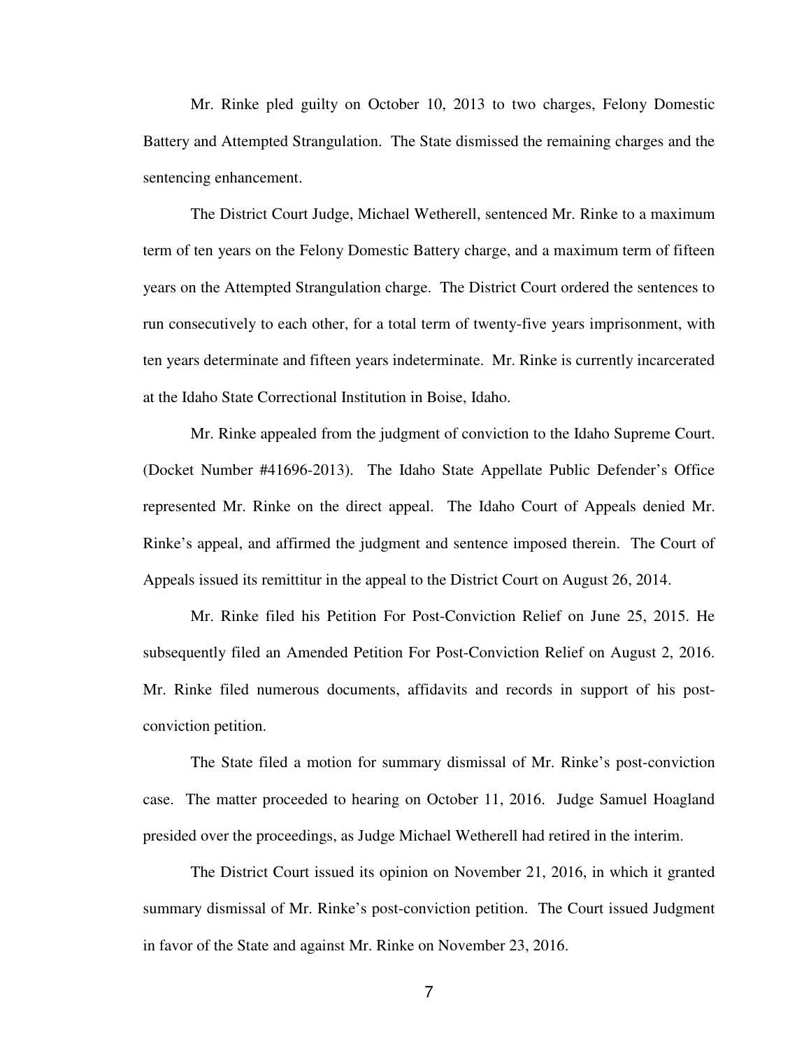Mr. Rinke pled guilty on October 10, 2013 to two charges, Felony Domestic Battery and Attempted Strangulation. The State dismissed the remaining charges and the sentencing enhancement.

The District Court Judge, Michael Wetherell, sentenced Mr. Rinke to a maximum term of ten years on the Felony Domestic Battery charge, and a maximum term of fifteen years on the Attempted Strangulation charge. The District Court ordered the sentences to run consecutively to each other, for a total term of twenty-five years imprisonment, with ten years determinate and fifteen years indeterminate. Mr. Rinke is currently incarcerated at the Idaho State Correctional Institution in Boise, Idaho.

Mr. Rinke appealed from the judgment of conviction to the Idaho Supreme Court. (Docket Number #41696-2013). The Idaho State Appellate Public Defender's Office represented Mr. Rinke on the direct appeal. The Idaho Court of Appeals denied Mr. Rinke's appeal, and affirmed the judgment and sentence imposed therein. The Court of Appeals issued its remittitur in the appeal to the District Court on August 26, 2014.

Mr. Rinke filed his Petition For Post-Conviction Relief on June 25, 2015. He subsequently filed an Amended Petition For Post-Conviction Relief on August 2, 2016. Mr. Rinke filed numerous documents, affidavits and records in support of his post-conviction petition.

The State filed a motion for summary dismissal of Mr. Rinke's post-conviction case. The matter proceeded to hearing on October 11, 2016. Judge Samuel Hoagland presided over the proceedings, as Judge Michael Wetherell had retired in the interim.

The District Court issued its opinion on November 21, 2016, in which it granted summary dismissal of Mr. Rinke's post-conviction petition. The Court issued Judgment in favor of the State and against Mr. Rinke on November 23, 2016.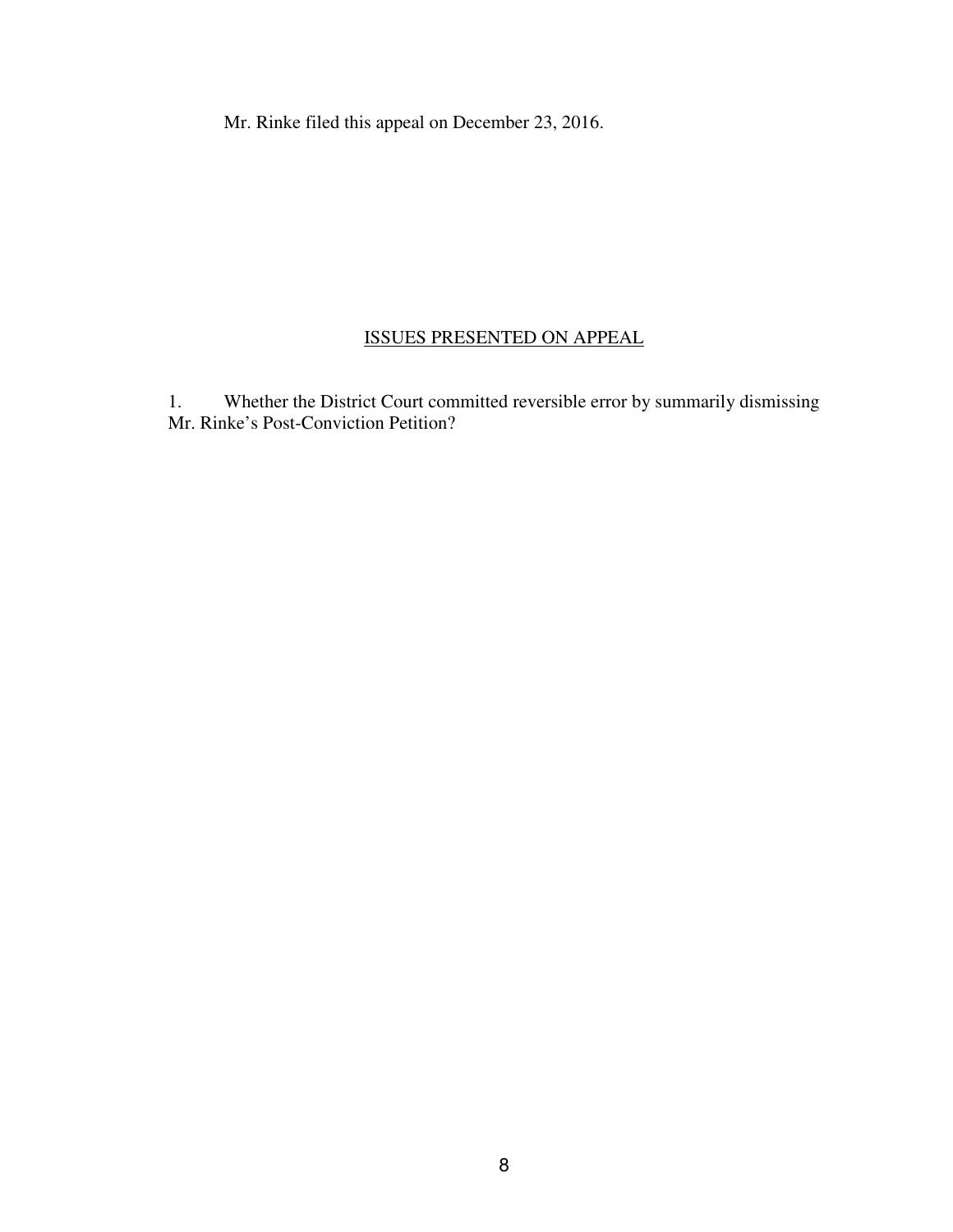Mr. Rinke filed this appeal on December 23, 2016.

## ISSUES PRESENTED ON APPEAL

1. Whether the District Court committed reversible error by summarily dismissing Mr. Rinke's Post-Conviction Petition?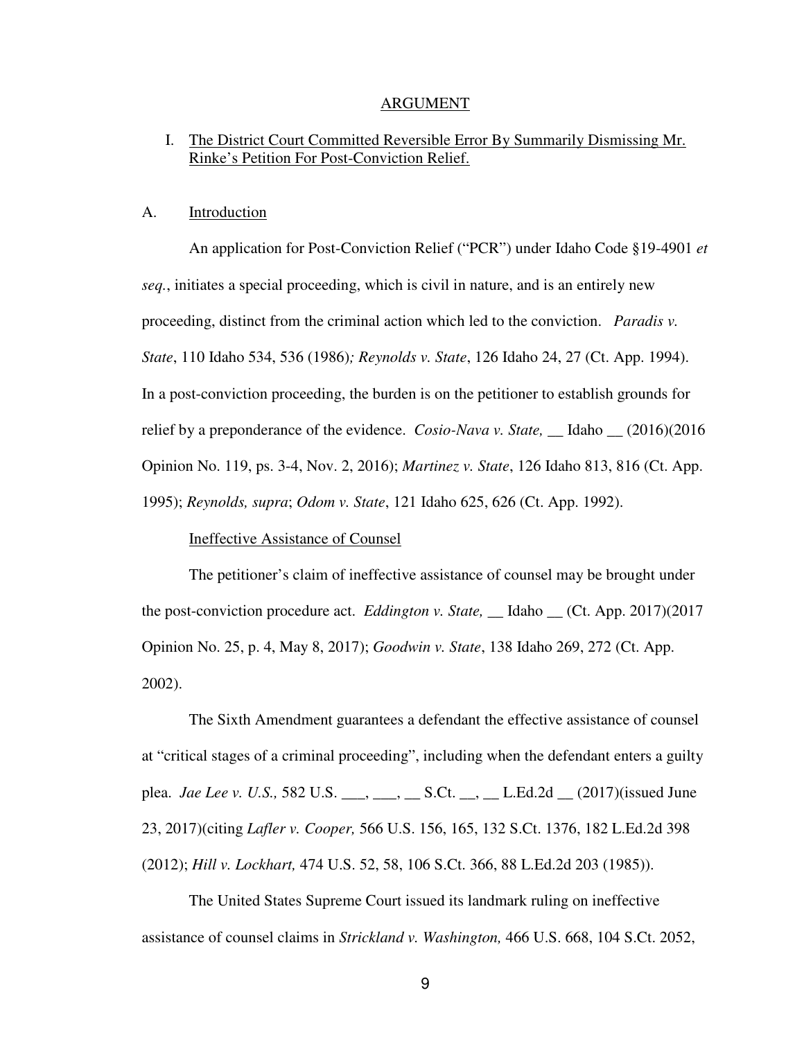## ARGUMENT

### I. The District Court Committed Reversible Error By Summarily Dismissing Mr. Rinke's Petition For Post-Conviction Relief.

### A. Introduction

An application for Post-Conviction Relief ("PCR") under Idaho Code §19-4901 *et seq.*, initiates a special proceeding, which is civil in nature, and is an entirely new proceeding, distinct from the criminal action which led to the conviction. *Paradis v. State*, 110 Idaho 534, 536 (1986)*; Reynolds v. State*, 126 Idaho 24, 27 (Ct. App. 1994). In a post-conviction proceeding, the burden is on the petitioner to establish grounds for relief by a preponderance of the evidence. *Cosio-Nava v. State,* __ Idaho __ (2016)(2016 Opinion No. 119, ps. 3-4, Nov. 2, 2016); *Martinez v. State*, 126 Idaho 813, 816 (Ct. App. 1995); *Reynolds, supra*; *Odom v. State*, 121 Idaho 625, 626 (Ct. App. 1992).

Ineffective Assistance of Counsel

The petitioner's claim of ineffective assistance of counsel may be brought under the post-conviction procedure act. *Eddington v. State,* __ Idaho __ (Ct. App. 2017)(2017 Opinion No. 25, p. 4, May 8, 2017); *Goodwin v. State*, 138 Idaho 269, 272 (Ct. App. 2002).

The Sixth Amendment guarantees a defendant the effective assistance of counsel at "critical stages of a criminal proceeding", including when the defendant enters a guilty plea. *Jae Lee v. U.S.,* 582 U.S. ___, ___, __ S.Ct. __, __ L.Ed.2d __ (2017)(issued June 23, 2017)(citing *Lafler v. Cooper,* 566 U.S. 156, 165, 132 S.Ct. 1376, 182 L.Ed.2d 398 (2012); *Hill v. Lockhart,* 474 U.S. 52, 58, 106 S.Ct. 366, 88 L.Ed.2d 203 (1985)).

The United States Supreme Court issued its landmark ruling on ineffective assistance of counsel claims in *Strickland v. Washington,* 466 U.S. 668, 104 S.Ct. 2052,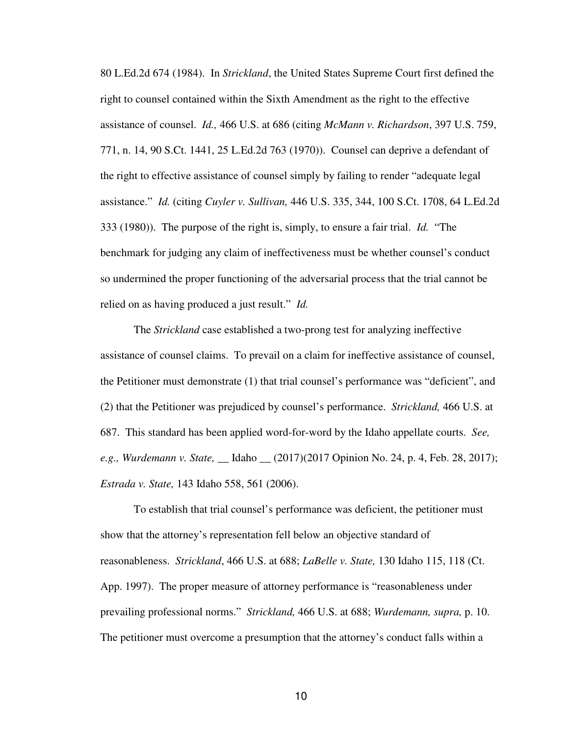80 L.Ed.2d 674 (1984). In *Strickland*, the United States Supreme Court first defined the right to counsel contained within the Sixth Amendment as the right to the effective assistance of counsel. *Id.,* 466 U.S. at 686 (citing *McMann v. Richardson*, 397 U.S. 759, 771, n. 14, 90 S.Ct. 1441, 25 L.Ed.2d 763 (1970)). Counsel can deprive a defendant of the right to effective assistance of counsel simply by failing to render "adequate legal assistance." *Id.* (citing *Cuyler v. Sullivan,* 446 U.S. 335, 344, 100 S.Ct. 1708, 64 L.Ed.2d 333 (1980)). The purpose of the right is, simply, to ensure a fair trial. *Id.* "The benchmark for judging any claim of ineffectiveness must be whether counsel's conduct so undermined the proper functioning of the adversarial process that the trial cannot be relied on as having produced a just result." *Id.*

The *Strickland* case established a two-prong test for analyzing ineffective assistance of counsel claims. To prevail on a claim for ineffective assistance of counsel, the Petitioner must demonstrate (1) that trial counsel's performance was "deficient", and (2) that the Petitioner was prejudiced by counsel's performance. *Strickland,* 466 U.S. at 687. This standard has been applied word-for-word by the Idaho appellate courts. *See, e.g., Wurdemann v. State,* __ Idaho __ (2017)(2017 Opinion No. 24, p. 4, Feb. 28, 2017); *Estrada v. State,* 143 Idaho 558, 561 (2006).

To establish that trial counsel's performance was deficient, the petitioner must show that the attorney's representation fell below an objective standard of reasonableness. *Strickland*, 466 U.S. at 688; *LaBelle v. State,* 130 Idaho 115, 118 (Ct. App. 1997). The proper measure of attorney performance is "reasonableness under prevailing professional norms." *Strickland,* 466 U.S. at 688; *Wurdemann, supra,* p. 10. The petitioner must overcome a presumption that the attorney's conduct falls within a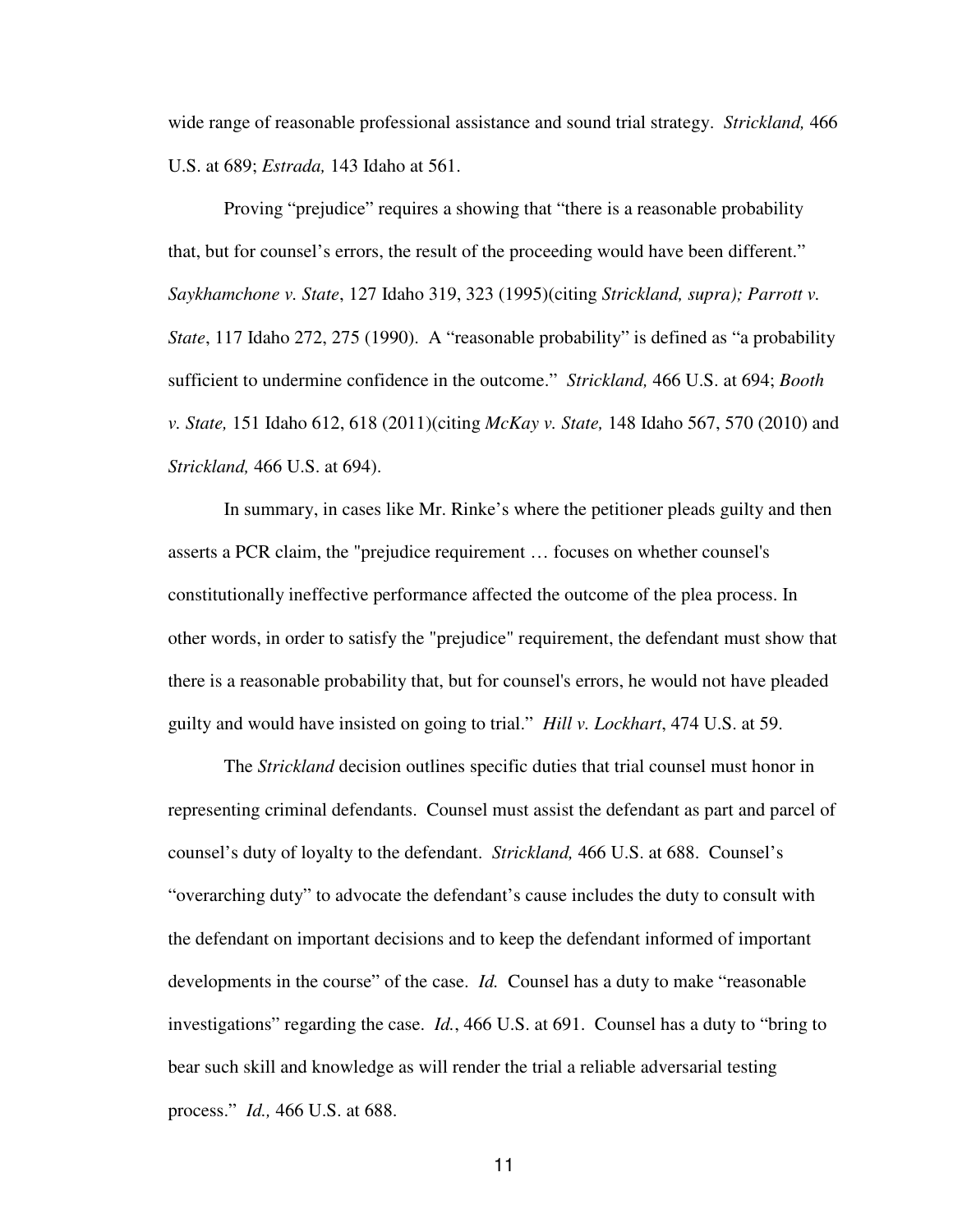wide range of reasonable professional assistance and sound trial strategy. *Strickland,* 466 U.S. at 689; *Estrada,* 143 Idaho at 561.

Proving "prejudice" requires a showing that "there is a reasonable probability that, but for counsel's errors, the result of the proceeding would have been different." *Saykhamchone v. State*, 127 Idaho 319, 323 (1995)(citing *Strickland, supra); Parrott v. State*, 117 Idaho 272, 275 (1990). A "reasonable probability" is defined as "a probability sufficient to undermine confidence in the outcome." *Strickland,* 466 U.S. at 694; *Booth v. State,* 151 Idaho 612, 618 (2011)(citing *McKay v. State,* 148 Idaho 567, 570 (2010) and *Strickland,* 466 U.S. at 694).

In summary, in cases like Mr. Rinke's where the petitioner pleads guilty and then asserts a PCR claim, the "prejudice requirement … focuses on whether counsel's constitutionally ineffective performance affected the outcome of the plea process. In other words, in order to satisfy the "prejudice" requirement, the defendant must show that there is a reasonable probability that, but for counsel's errors, he would not have pleaded guilty and would have insisted on going to trial." *Hill v. Lockhart*, 474 U.S. at 59.

The *Strickland* decision outlines specific duties that trial counsel must honor in representing criminal defendants. Counsel must assist the defendant as part and parcel of counsel's duty of loyalty to the defendant. *Strickland,* 466 U.S. at 688. Counsel's "overarching duty" to advocate the defendant's cause includes the duty to consult with the defendant on important decisions and to keep the defendant informed of important developments in the course" of the case. *Id.* Counsel has a duty to make "reasonable investigations" regarding the case. *Id.*, 466 U.S. at 691. Counsel has a duty to "bring to bear such skill and knowledge as will render the trial a reliable adversarial testing process." *Id.,* 466 U.S. at 688.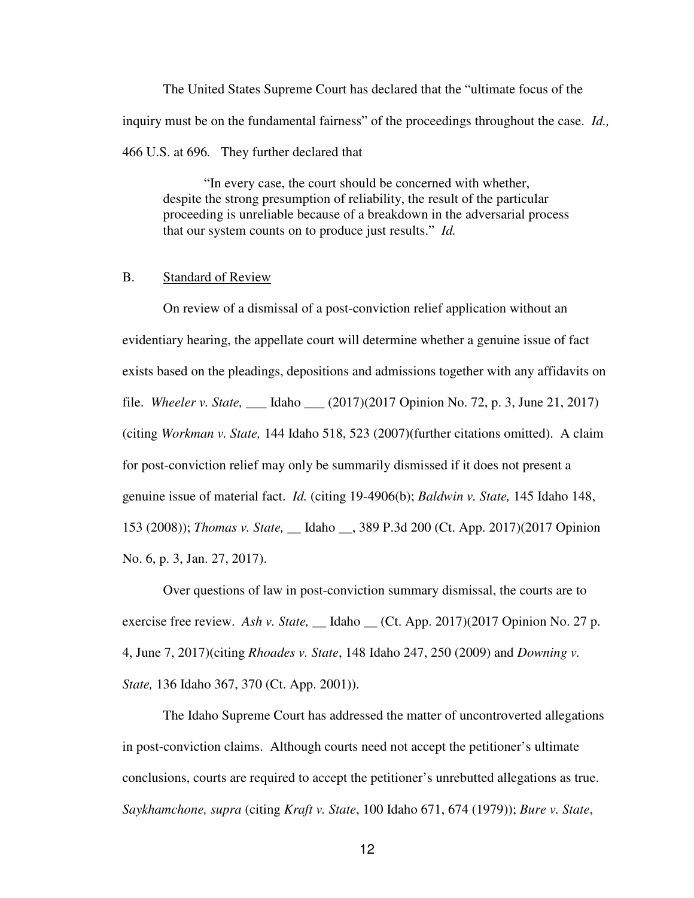The United States Supreme Court has declared that the "ultimate focus of the inquiry must be on the fundamental fairness" of the proceedings throughout the case. *Id.,* 466 U.S. at 696. They further declared that

> "In every case, the court should be concerned with whether, despite the strong presumption of reliability, the result of the particular proceeding is unreliable because of a breakdown in the adversarial process that our system counts on to produce just results." *Id.*

B. Standard of Review

On review of a dismissal of a post-conviction relief application without an evidentiary hearing, the appellate court will determine whether a genuine issue of fact exists based on the pleadings, depositions and admissions together with any affidavits on file. *Wheeler v. State,* ___ Idaho ___ (2017)(2017 Opinion No. 72, p. 3, June 21, 2017) (citing *Workman v. State,* 144 Idaho 518, 523 (2007)(further citations omitted). A claim for post-conviction relief may only be summarily dismissed if it does not present a genuine issue of material fact. *Id.* (citing 19-4906(b); *Baldwin v. State,* 145 Idaho 148, 153 (2008)); *Thomas v. State,* __ Idaho __, 389 P.3d 200 (Ct. App. 2017)(2017 Opinion No. 6, p. 3, Jan. 27, 2017).

Over questions of law in post-conviction summary dismissal, the courts are to exercise free review. *Ash v. State,* __ Idaho __ (Ct. App. 2017)(2017 Opinion No. 27 p. 4, June 7, 2017)(citing *Rhoades v. State*, 148 Idaho 247, 250 (2009) and *Downing v. State,* 136 Idaho 367, 370 (Ct. App. 2001)).

The Idaho Supreme Court has addressed the matter of uncontroverted allegations in post-conviction claims. Although courts need not accept the petitioner's ultimate conclusions, courts are required to accept the petitioner's unrebutted allegations as true. *Saykhamchone, supra* (citing *Kraft v. State*, 100 Idaho 671, 674 (1979)); *Bure v. State*,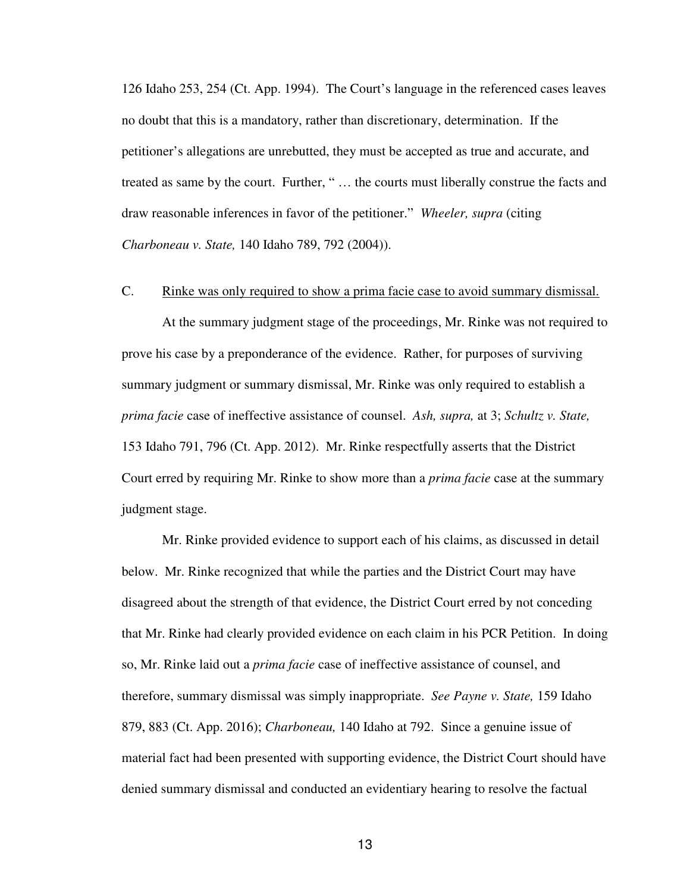126 Idaho 253, 254 (Ct. App. 1994). The Court's language in the referenced cases leaves no doubt that this is a mandatory, rather than discretionary, determination. If the petitioner's allegations are unrebutted, they must be accepted as true and accurate, and treated as same by the court. Further, " … the courts must liberally construe the facts and draw reasonable inferences in favor of the petitioner." *Wheeler, supra* (citing *Charboneau v. State,* 140 Idaho 789, 792 (2004)).

C. <u>Rinke was only required to show a prima facie case to avoid summary dismissal.</u>

At the summary judgment stage of the proceedings, Mr. Rinke was not required to prove his case by a preponderance of the evidence. Rather, for purposes of surviving summary judgment or summary dismissal, Mr. Rinke was only required to establish a *prima facie* case of ineffective assistance of counsel. *Ash, supra,* at 3; *Schultz v. State,* 153 Idaho 791, 796 (Ct. App. 2012). Mr. Rinke respectfully asserts that the District Court erred by requiring Mr. Rinke to show more than a *prima facie* case at the summary judgment stage.

Mr. Rinke provided evidence to support each of his claims, as discussed in detail below. Mr. Rinke recognized that while the parties and the District Court may have disagreed about the strength of that evidence, the District Court erred by not conceding that Mr. Rinke had clearly provided evidence on each claim in his PCR Petition. In doing so, Mr. Rinke laid out a *prima facie* case of ineffective assistance of counsel, and therefore, summary dismissal was simply inappropriate. *See Payne v. State,* 159 Idaho 879, 883 (Ct. App. 2016); *Charboneau,* 140 Idaho at 792. Since a genuine issue of material fact had been presented with supporting evidence, the District Court should have denied summary dismissal and conducted an evidentiary hearing to resolve the factual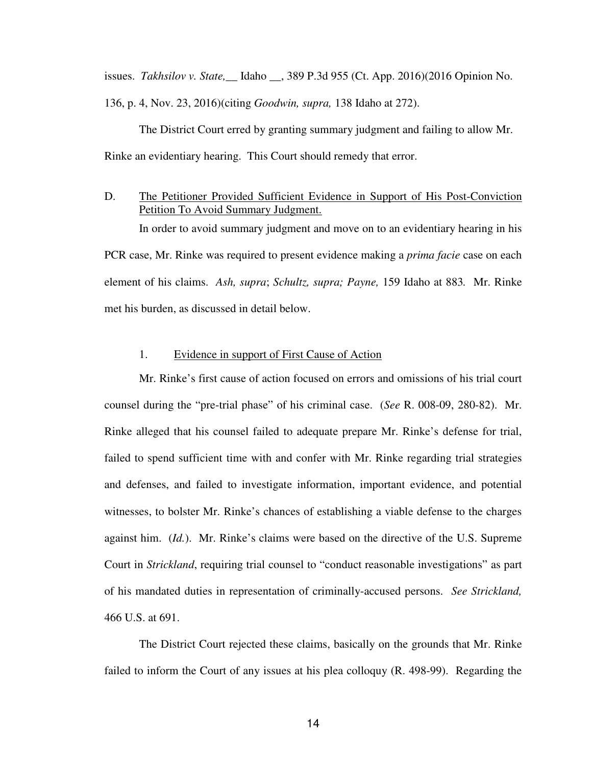issues. *Takhsilov v. State,*__ Idaho __, 389 P.3d 955 (Ct. App. 2016)(2016 Opinion No. 136, p. 4, Nov. 23, 2016)(citing *Goodwin, supra,* 138 Idaho at 272).

The District Court erred by granting summary judgment and failing to allow Mr. Rinke an evidentiary hearing. This Court should remedy that error.

D. <u>The Petitioner Provided Sufficient Evidence in Support of His Post-Conviction Petition To Avoid Summary Judgment.</u>

In order to avoid summary judgment and move on to an evidentiary hearing in his PCR case, Mr. Rinke was required to present evidence making a *prima facie* case on each element of his claims. *Ash, supra*; *Schultz, supra; Payne,* 159 Idaho at 883. Mr. Rinke met his burden, as discussed in detail below.

1. <u>Evidence in support of First Cause of Action</u>

Mr. Rinke's first cause of action focused on errors and omissions of his trial court counsel during the "pre-trial phase" of his criminal case. (*See* R. 008-09, 280-82). Mr. Rinke alleged that his counsel failed to adequate prepare Mr. Rinke's defense for trial, failed to spend sufficient time with and confer with Mr. Rinke regarding trial strategies and defenses, and failed to investigate information, important evidence, and potential witnesses, to bolster Mr. Rinke's chances of establishing a viable defense to the charges against him. (*Id.*). Mr. Rinke's claims were based on the directive of the U.S. Supreme Court in *Strickland*, requiring trial counsel to "conduct reasonable investigations" as part of his mandated duties in representation of criminally-accused persons. *See Strickland,* 466 U.S. at 691.

The District Court rejected these claims, basically on the grounds that Mr. Rinke failed to inform the Court of any issues at his plea colloquy (R. 498-99). Regarding the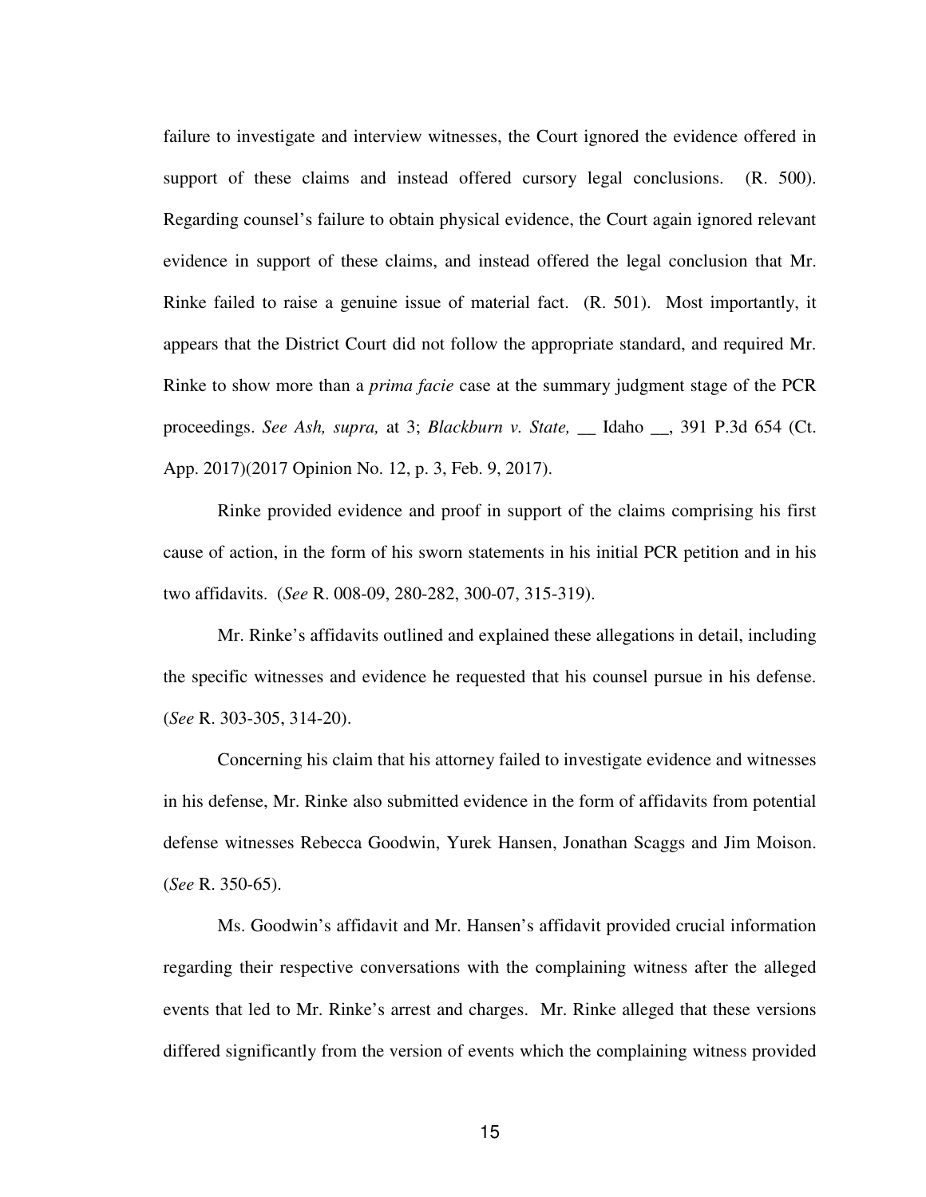failure to investigate and interview witnesses, the Court ignored the evidence offered in support of these claims and instead offered cursory legal conclusions. (R. 500). Regarding counsel's failure to obtain physical evidence, the Court again ignored relevant evidence in support of these claims, and instead offered the legal conclusion that Mr. Rinke failed to raise a genuine issue of material fact. (R. 501). Most importantly, it appears that the District Court did not follow the appropriate standard, and required Mr. Rinke to show more than a *prima facie* case at the summary judgment stage of the PCR proceedings. *See Ash, supra,* at 3; *Blackburn v. State,* __ Idaho __, 391 P.3d 654 (Ct. App. 2017)(2017 Opinion No. 12, p. 3, Feb. 9, 2017).

Rinke provided evidence and proof in support of the claims comprising his first cause of action, in the form of his sworn statements in his initial PCR petition and in his two affidavits. (*See* R. 008-09, 280-282, 300-07, 315-319).

Mr. Rinke's affidavits outlined and explained these allegations in detail, including the specific witnesses and evidence he requested that his counsel pursue in his defense. (*See* R. 303-305, 314-20).

Concerning his claim that his attorney failed to investigate evidence and witnesses in his defense, Mr. Rinke also submitted evidence in the form of affidavits from potential defense witnesses Rebecca Goodwin, Yurek Hansen, Jonathan Scaggs and Jim Moison. (*See* R. 350-65).

Ms. Goodwin's affidavit and Mr. Hansen's affidavit provided crucial information regarding their respective conversations with the complaining witness after the alleged events that led to Mr. Rinke's arrest and charges. Mr. Rinke alleged that these versions differed significantly from the version of events which the complaining witness provided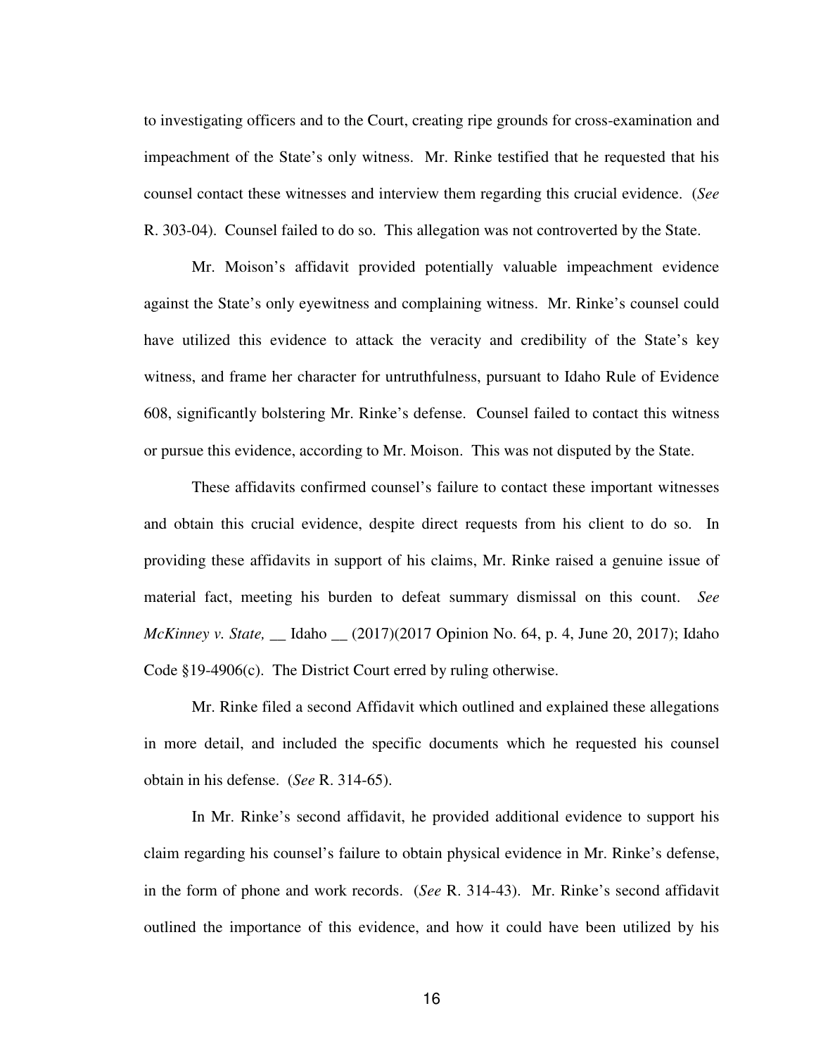to investigating officers and to the Court, creating ripe grounds for cross-examination and impeachment of the State's only witness. Mr. Rinke testified that he requested that his counsel contact these witnesses and interview them regarding this crucial evidence. (*See* R. 303-04). Counsel failed to do so. This allegation was not controverted by the State.

Mr. Moison's affidavit provided potentially valuable impeachment evidence against the State's only eyewitness and complaining witness. Mr. Rinke's counsel could have utilized this evidence to attack the veracity and credibility of the State's key witness, and frame her character for untruthfulness, pursuant to Idaho Rule of Evidence 608, significantly bolstering Mr. Rinke's defense. Counsel failed to contact this witness or pursue this evidence, according to Mr. Moison. This was not disputed by the State.

These affidavits confirmed counsel's failure to contact these important witnesses and obtain this crucial evidence, despite direct requests from his client to do so. In providing these affidavits in support of his claims, Mr. Rinke raised a genuine issue of material fact, meeting his burden to defeat summary dismissal on this count. *See McKinney v. State,* __ Idaho __ (2017)(2017 Opinion No. 64, p. 4, June 20, 2017); Idaho Code §19-4906(c). The District Court erred by ruling otherwise.

Mr. Rinke filed a second Affidavit which outlined and explained these allegations in more detail, and included the specific documents which he requested his counsel obtain in his defense. (*See* R. 314-65).

In Mr. Rinke's second affidavit, he provided additional evidence to support his claim regarding his counsel's failure to obtain physical evidence in Mr. Rinke's defense, in the form of phone and work records. (*See* R. 314-43). Mr. Rinke's second affidavit outlined the importance of this evidence, and how it could have been utilized by his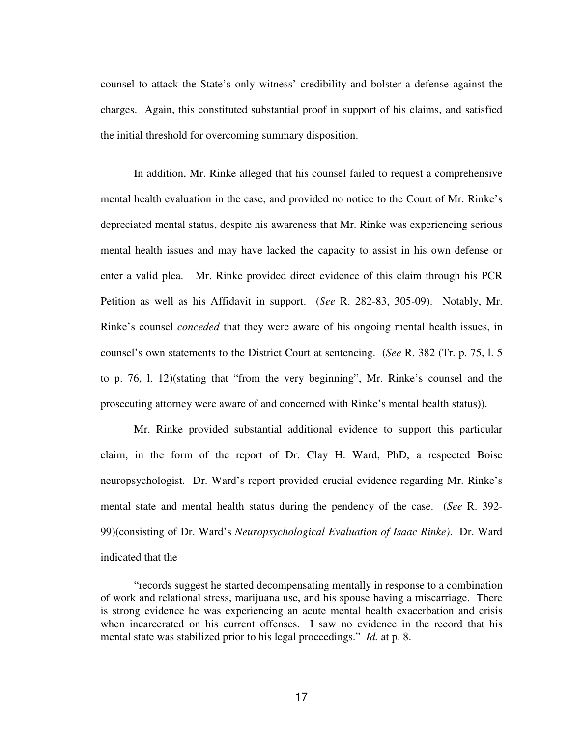counsel to attack the State's only witness' credibility and bolster a defense against the charges. Again, this constituted substantial proof in support of his claims, and satisfied the initial threshold for overcoming summary disposition.

In addition, Mr. Rinke alleged that his counsel failed to request a comprehensive mental health evaluation in the case, and provided no notice to the Court of Mr. Rinke's depreciated mental status, despite his awareness that Mr. Rinke was experiencing serious mental health issues and may have lacked the capacity to assist in his own defense or enter a valid plea. Mr. Rinke provided direct evidence of this claim through his PCR Petition as well as his Affidavit in support. (*See* R. 282-83, 305-09). Notably, Mr. Rinke's counsel *conceded* that they were aware of his ongoing mental health issues, in counsel's own statements to the District Court at sentencing. (*See* R. 382 (Tr. p. 75, l. 5 to p. 76, l. 12)(stating that "from the very beginning", Mr. Rinke's counsel and the prosecuting attorney were aware of and concerned with Rinke's mental health status)).

Mr. Rinke provided substantial additional evidence to support this particular claim, in the form of the report of Dr. Clay H. Ward, PhD, a respected Boise neuropsychologist. Dr. Ward's report provided crucial evidence regarding Mr. Rinke's mental state and mental health status during the pendency of the case. (*See* R. 392-99)(consisting of Dr. Ward's *Neuropsychological Evaluation of Isaac Rinke).* Dr. Ward indicated that the

> "records suggest he started decompensating mentally in response to a combination of work and relational stress, marijuana use, and his spouse having a miscarriage. There is strong evidence he was experiencing an acute mental health exacerbation and crisis when incarcerated on his current offenses. I saw no evidence in the record that his mental state was stabilized prior to his legal proceedings." *Id.* at p. 8.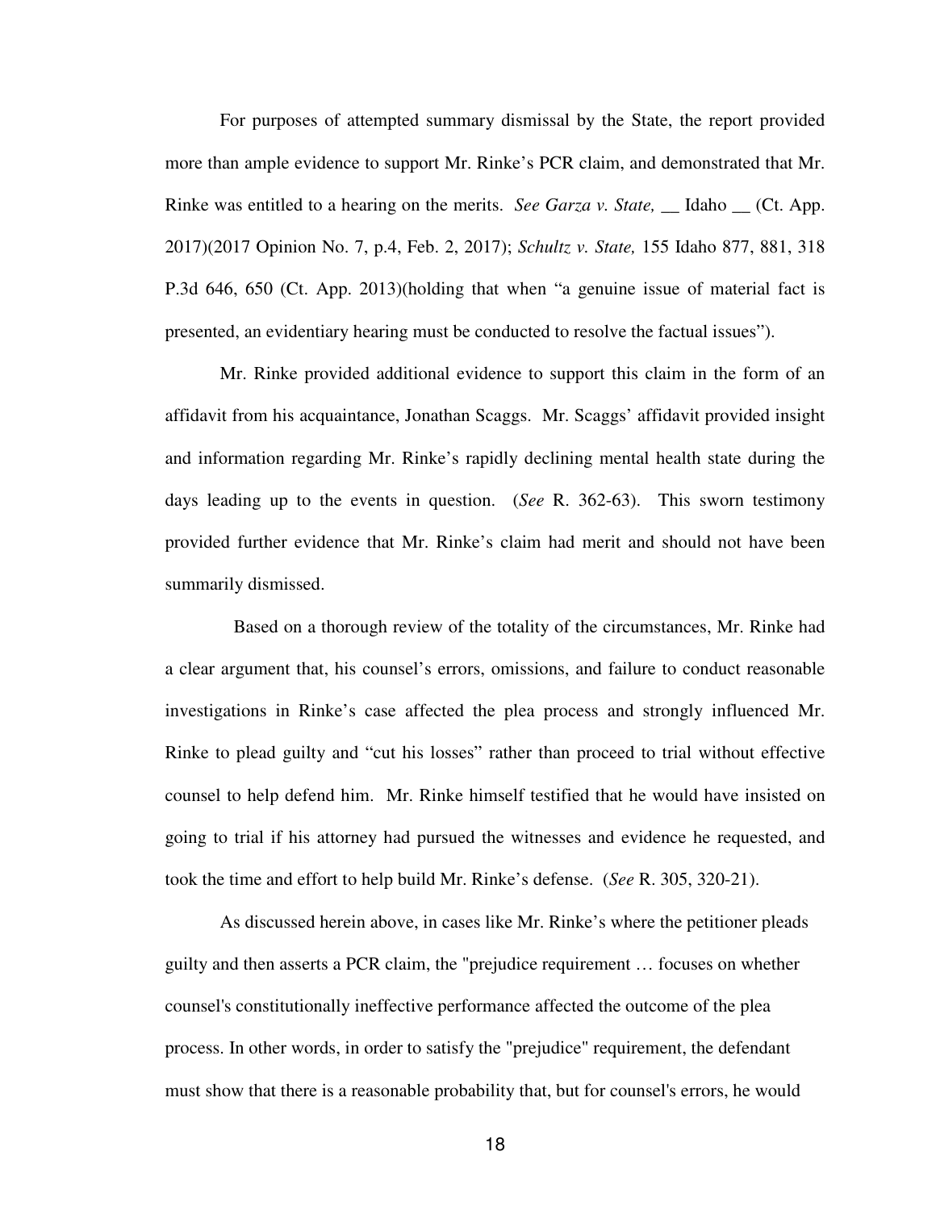For purposes of attempted summary dismissal by the State, the report provided more than ample evidence to support Mr. Rinke's PCR claim, and demonstrated that Mr. Rinke was entitled to a hearing on the merits. *See Garza v. State,* __ Idaho __ (Ct. App. 2017)(2017 Opinion No. 7, p.4, Feb. 2, 2017); *Schultz v. State,* 155 Idaho 877, 881, 318 P.3d 646, 650 (Ct. App. 2013)(holding that when "a genuine issue of material fact is presented, an evidentiary hearing must be conducted to resolve the factual issues").

Mr. Rinke provided additional evidence to support this claim in the form of an affidavit from his acquaintance, Jonathan Scaggs. Mr. Scaggs' affidavit provided insight and information regarding Mr. Rinke's rapidly declining mental health state during the days leading up to the events in question. (*See* R. 362-63). This sworn testimony provided further evidence that Mr. Rinke's claim had merit and should not have been summarily dismissed.

Based on a thorough review of the totality of the circumstances, Mr. Rinke had a clear argument that, his counsel's errors, omissions, and failure to conduct reasonable investigations in Rinke's case affected the plea process and strongly influenced Mr. Rinke to plead guilty and "cut his losses" rather than proceed to trial without effective counsel to help defend him. Mr. Rinke himself testified that he would have insisted on going to trial if his attorney had pursued the witnesses and evidence he requested, and took the time and effort to help build Mr. Rinke's defense. (*See* R. 305, 320-21).

As discussed herein above, in cases like Mr. Rinke's where the petitioner pleads guilty and then asserts a PCR claim, the "prejudice requirement … focuses on whether counsel's constitutionally ineffective performance affected the outcome of the plea process. In other words, in order to satisfy the "prejudice" requirement, the defendant must show that there is a reasonable probability that, but for counsel's errors, he would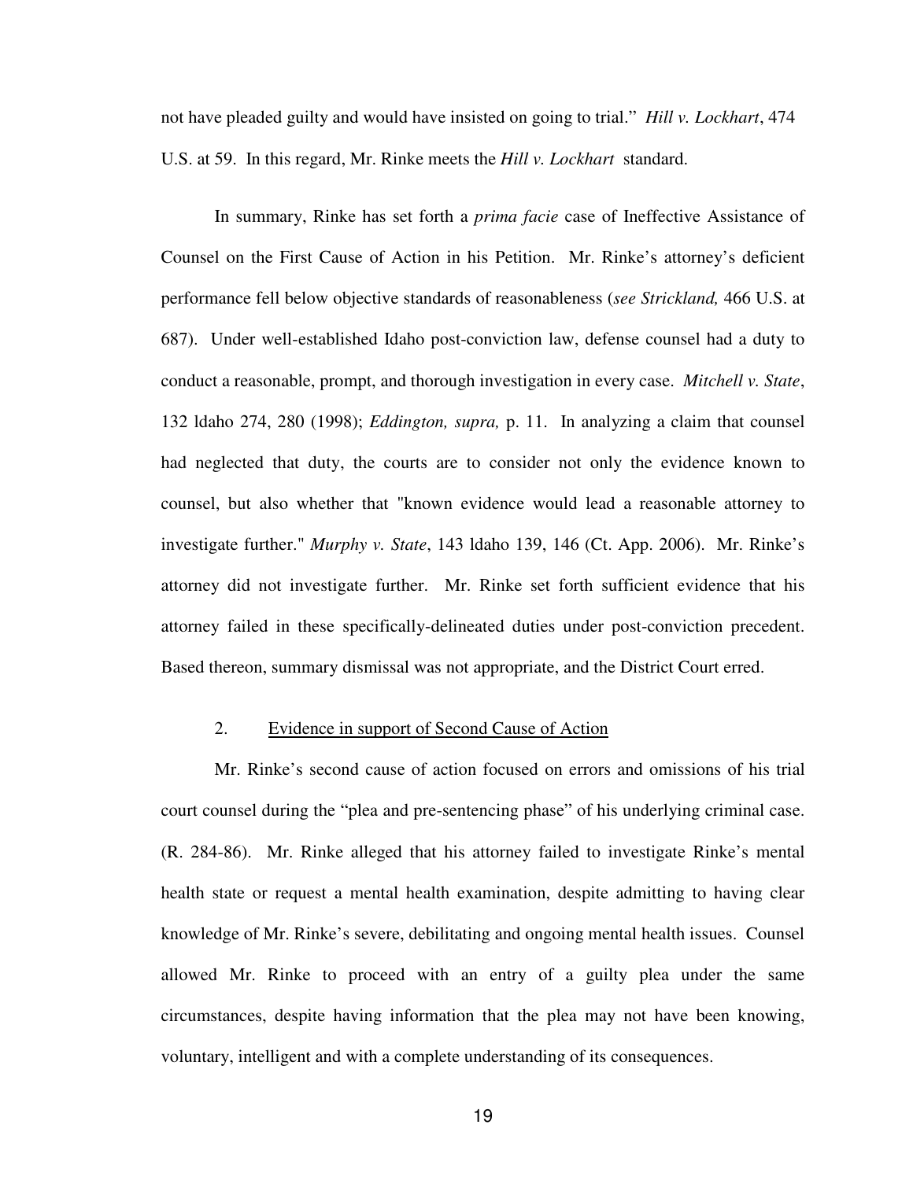not have pleaded guilty and would have insisted on going to trial." *Hill v. Lockhart*, 474 U.S. at 59. In this regard, Mr. Rinke meets the *Hill v. Lockhart* standard.

In summary, Rinke has set forth a *prima facie* case of Ineffective Assistance of Counsel on the First Cause of Action in his Petition. Mr. Rinke's attorney's deficient performance fell below objective standards of reasonableness (*see Strickland,* 466 U.S. at 687). Under well-established Idaho post-conviction law, defense counsel had a duty to conduct a reasonable, prompt, and thorough investigation in every case. *Mitchell v. State*, 132 ldaho 274, 280 (1998); *Eddington, supra,* p. 11. In analyzing a claim that counsel had neglected that duty, the courts are to consider not only the evidence known to counsel, but also whether that "known evidence would lead a reasonable attorney to investigate further." *Murphy v. State*, 143 ldaho 139, 146 (Ct. App. 2006). Mr. Rinke's attorney did not investigate further. Mr. Rinke set forth sufficient evidence that his attorney failed in these specifically-delineated duties under post-conviction precedent. Based thereon, summary dismissal was not appropriate, and the District Court erred.

2. Evidence in support of Second Cause of Action

Mr. Rinke's second cause of action focused on errors and omissions of his trial court counsel during the "plea and pre-sentencing phase" of his underlying criminal case. (R. 284-86). Mr. Rinke alleged that his attorney failed to investigate Rinke's mental health state or request a mental health examination, despite admitting to having clear knowledge of Mr. Rinke's severe, debilitating and ongoing mental health issues. Counsel allowed Mr. Rinke to proceed with an entry of a guilty plea under the same circumstances, despite having information that the plea may not have been knowing, voluntary, intelligent and with a complete understanding of its consequences.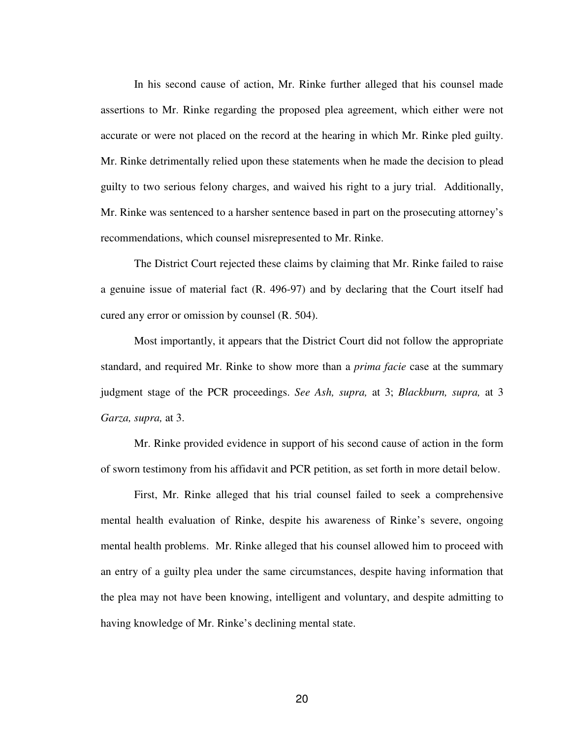In his second cause of action, Mr. Rinke further alleged that his counsel made assertions to Mr. Rinke regarding the proposed plea agreement, which either were not accurate or were not placed on the record at the hearing in which Mr. Rinke pled guilty. Mr. Rinke detrimentally relied upon these statements when he made the decision to plead guilty to two serious felony charges, and waived his right to a jury trial. Additionally, Mr. Rinke was sentenced to a harsher sentence based in part on the prosecuting attorney's recommendations, which counsel misrepresented to Mr. Rinke.

The District Court rejected these claims by claiming that Mr. Rinke failed to raise a genuine issue of material fact (R. 496-97) and by declaring that the Court itself had cured any error or omission by counsel (R. 504).

Most importantly, it appears that the District Court did not follow the appropriate standard, and required Mr. Rinke to show more than a *prima facie* case at the summary judgment stage of the PCR proceedings. *See Ash, supra,* at 3; *Blackburn, supra,* at 3 *Garza, supra,* at 3.

Mr. Rinke provided evidence in support of his second cause of action in the form of sworn testimony from his affidavit and PCR petition, as set forth in more detail below.

First, Mr. Rinke alleged that his trial counsel failed to seek a comprehensive mental health evaluation of Rinke, despite his awareness of Rinke's severe, ongoing mental health problems. Mr. Rinke alleged that his counsel allowed him to proceed with an entry of a guilty plea under the same circumstances, despite having information that the plea may not have been knowing, intelligent and voluntary, and despite admitting to having knowledge of Mr. Rinke's declining mental state.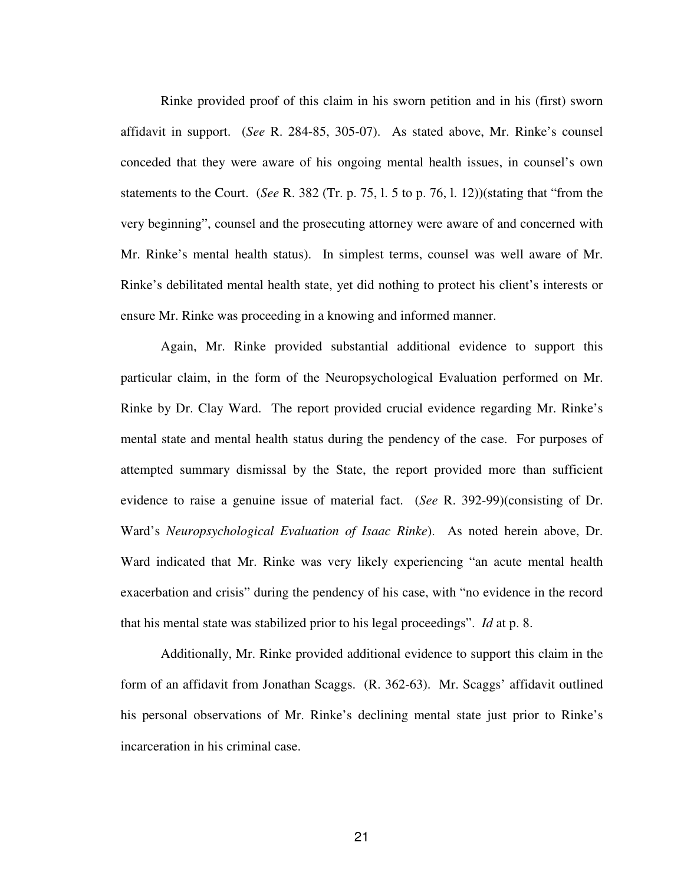Rinke provided proof of this claim in his sworn petition and in his (first) sworn affidavit in support. (*See* R. 284-85, 305-07). As stated above, Mr. Rinke's counsel conceded that they were aware of his ongoing mental health issues, in counsel's own statements to the Court. (*See* R. 382 (Tr. p. 75, l. 5 to p. 76, l. 12))(stating that "from the very beginning", counsel and the prosecuting attorney were aware of and concerned with Mr. Rinke's mental health status). In simplest terms, counsel was well aware of Mr. Rinke's debilitated mental health state, yet did nothing to protect his client's interests or ensure Mr. Rinke was proceeding in a knowing and informed manner.

Again, Mr. Rinke provided substantial additional evidence to support this particular claim, in the form of the Neuropsychological Evaluation performed on Mr. Rinke by Dr. Clay Ward. The report provided crucial evidence regarding Mr. Rinke's mental state and mental health status during the pendency of the case. For purposes of attempted summary dismissal by the State, the report provided more than sufficient evidence to raise a genuine issue of material fact. (*See* R. 392-99)(consisting of Dr. Ward's *Neuropsychological Evaluation of Isaac Rinke*). As noted herein above, Dr. Ward indicated that Mr. Rinke was very likely experiencing "an acute mental health exacerbation and crisis" during the pendency of his case, with "no evidence in the record that his mental state was stabilized prior to his legal proceedings". *Id* at p. 8.

Additionally, Mr. Rinke provided additional evidence to support this claim in the form of an affidavit from Jonathan Scaggs. (R. 362-63). Mr. Scaggs' affidavit outlined his personal observations of Mr. Rinke's declining mental state just prior to Rinke's incarceration in his criminal case.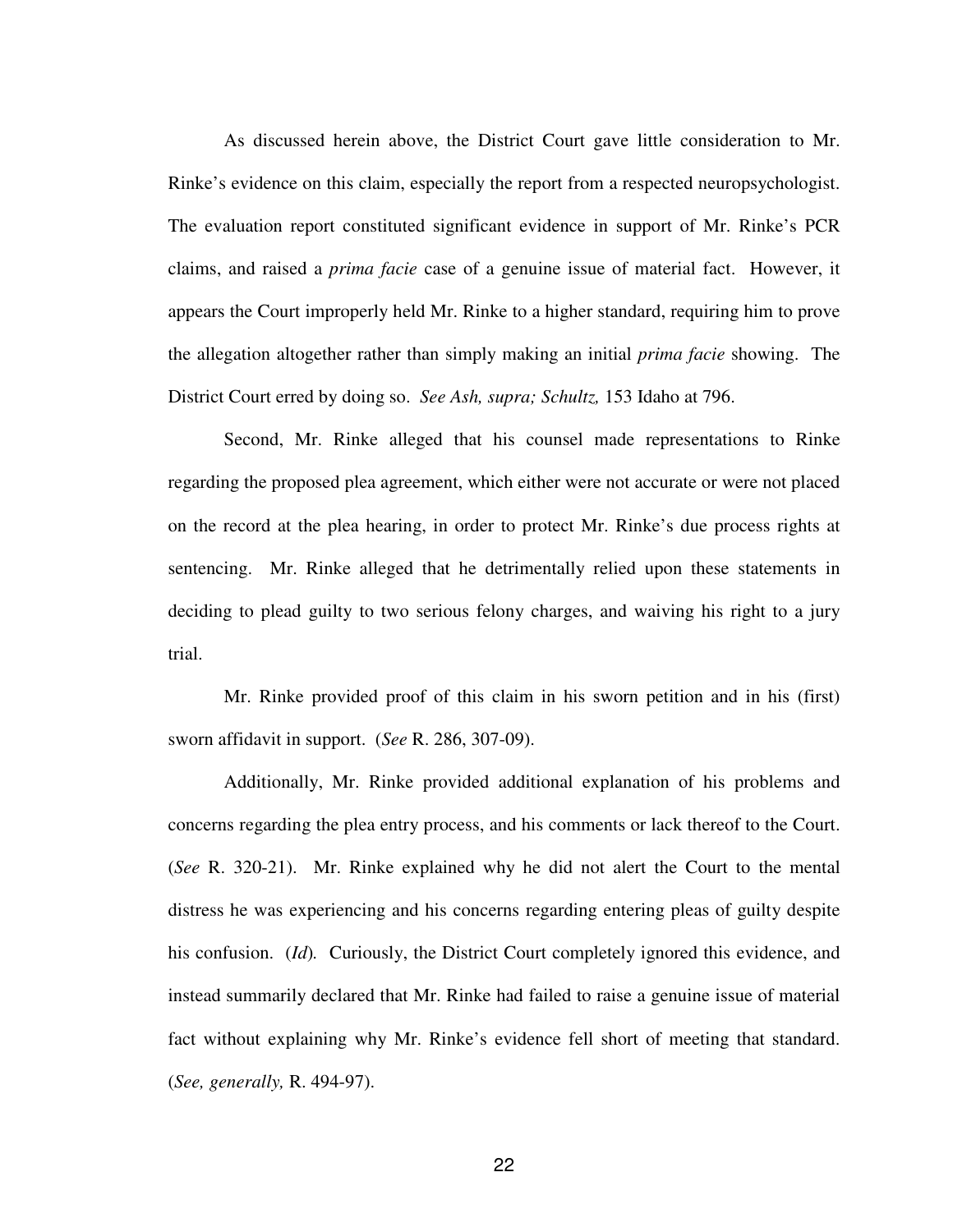As discussed herein above, the District Court gave little consideration to Mr. Rinke's evidence on this claim, especially the report from a respected neuropsychologist. The evaluation report constituted significant evidence in support of Mr. Rinke's PCR claims, and raised a *prima facie* case of a genuine issue of material fact. However, it appears the Court improperly held Mr. Rinke to a higher standard, requiring him to prove the allegation altogether rather than simply making an initial *prima facie* showing. The District Court erred by doing so. *See Ash, supra; Schultz,* 153 Idaho at 796.

Second, Mr. Rinke alleged that his counsel made representations to Rinke regarding the proposed plea agreement, which either were not accurate or were not placed on the record at the plea hearing, in order to protect Mr. Rinke's due process rights at sentencing. Mr. Rinke alleged that he detrimentally relied upon these statements in deciding to plead guilty to two serious felony charges, and waiving his right to a jury trial.

Mr. Rinke provided proof of this claim in his sworn petition and in his (first) sworn affidavit in support. (*See* R. 286, 307-09).

Additionally, Mr. Rinke provided additional explanation of his problems and concerns regarding the plea entry process, and his comments or lack thereof to the Court. (*See* R. 320-21). Mr. Rinke explained why he did not alert the Court to the mental distress he was experiencing and his concerns regarding entering pleas of guilty despite his confusion. (*Id*). Curiously, the District Court completely ignored this evidence, and instead summarily declared that Mr. Rinke had failed to raise a genuine issue of material fact without explaining why Mr. Rinke's evidence fell short of meeting that standard. (*See, generally,* R. 494-97).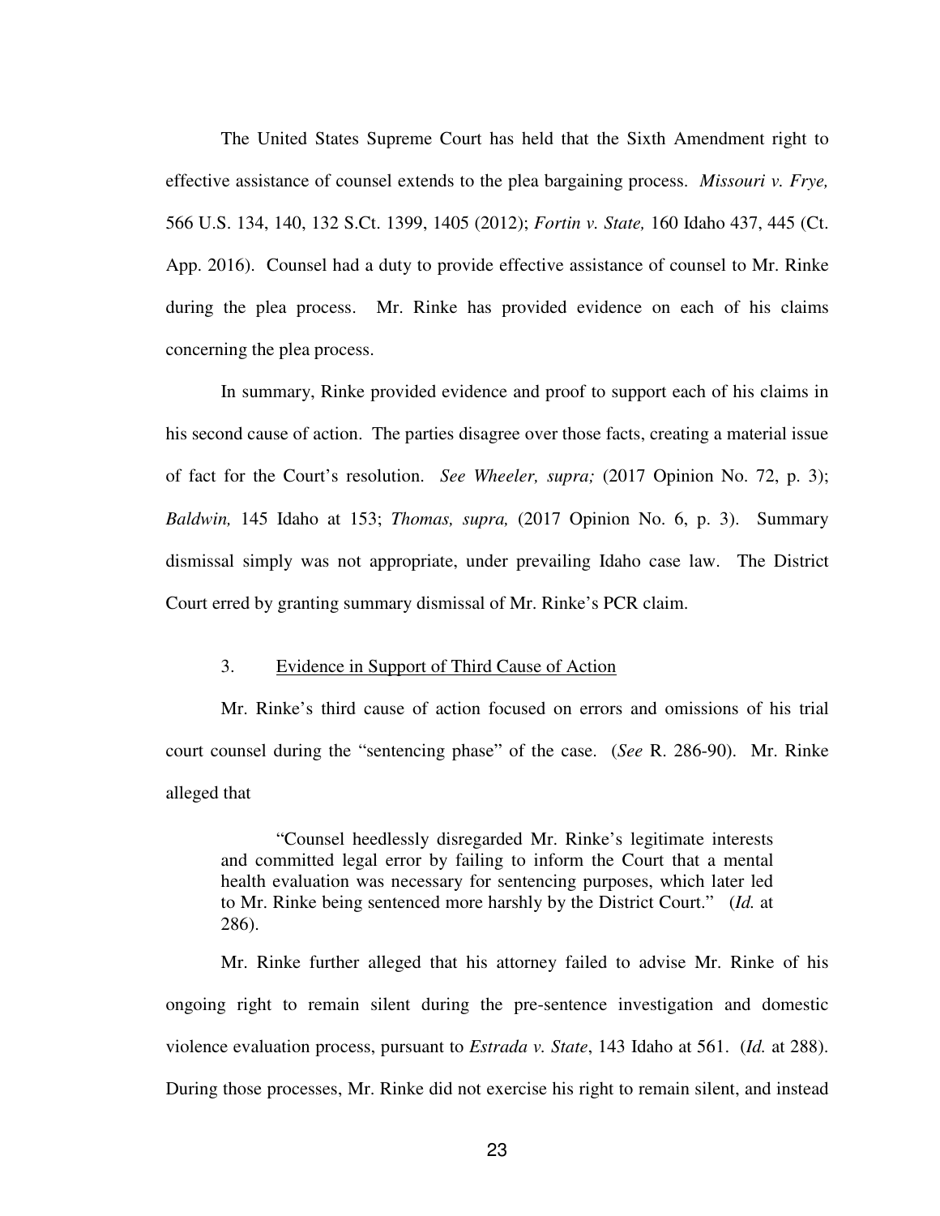The United States Supreme Court has held that the Sixth Amendment right to effective assistance of counsel extends to the plea bargaining process. *Missouri v. Frye,* 566 U.S. 134, 140, 132 S.Ct. 1399, 1405 (2012); *Fortin v. State,* 160 Idaho 437, 445 (Ct. App. 2016). Counsel had a duty to provide effective assistance of counsel to Mr. Rinke during the plea process. Mr. Rinke has provided evidence on each of his claims concerning the plea process.

In summary, Rinke provided evidence and proof to support each of his claims in his second cause of action. The parties disagree over those facts, creating a material issue of fact for the Court's resolution. *See Wheeler, supra;* (2017 Opinion No. 72, p. 3); *Baldwin,* 145 Idaho at 153; *Thomas, supra,* (2017 Opinion No. 6, p. 3). Summary dismissal simply was not appropriate, under prevailing Idaho case law. The District Court erred by granting summary dismissal of Mr. Rinke's PCR claim.

3. <u>Evidence in Support of Third Cause of Action</u>

Mr. Rinke's third cause of action focused on errors and omissions of his trial court counsel during the "sentencing phase" of the case. (*See* R. 286-90). Mr. Rinke alleged that

> "Counsel heedlessly disregarded Mr. Rinke's legitimate interests and committed legal error by failing to inform the Court that a mental health evaluation was necessary for sentencing purposes, which later led to Mr. Rinke being sentenced more harshly by the District Court." (*Id.* at 286).

Mr. Rinke further alleged that his attorney failed to advise Mr. Rinke of his ongoing right to remain silent during the pre-sentence investigation and domestic violence evaluation process, pursuant to *Estrada v. State*, 143 Idaho at 561. (*Id.* at 288). During those processes, Mr. Rinke did not exercise his right to remain silent, and instead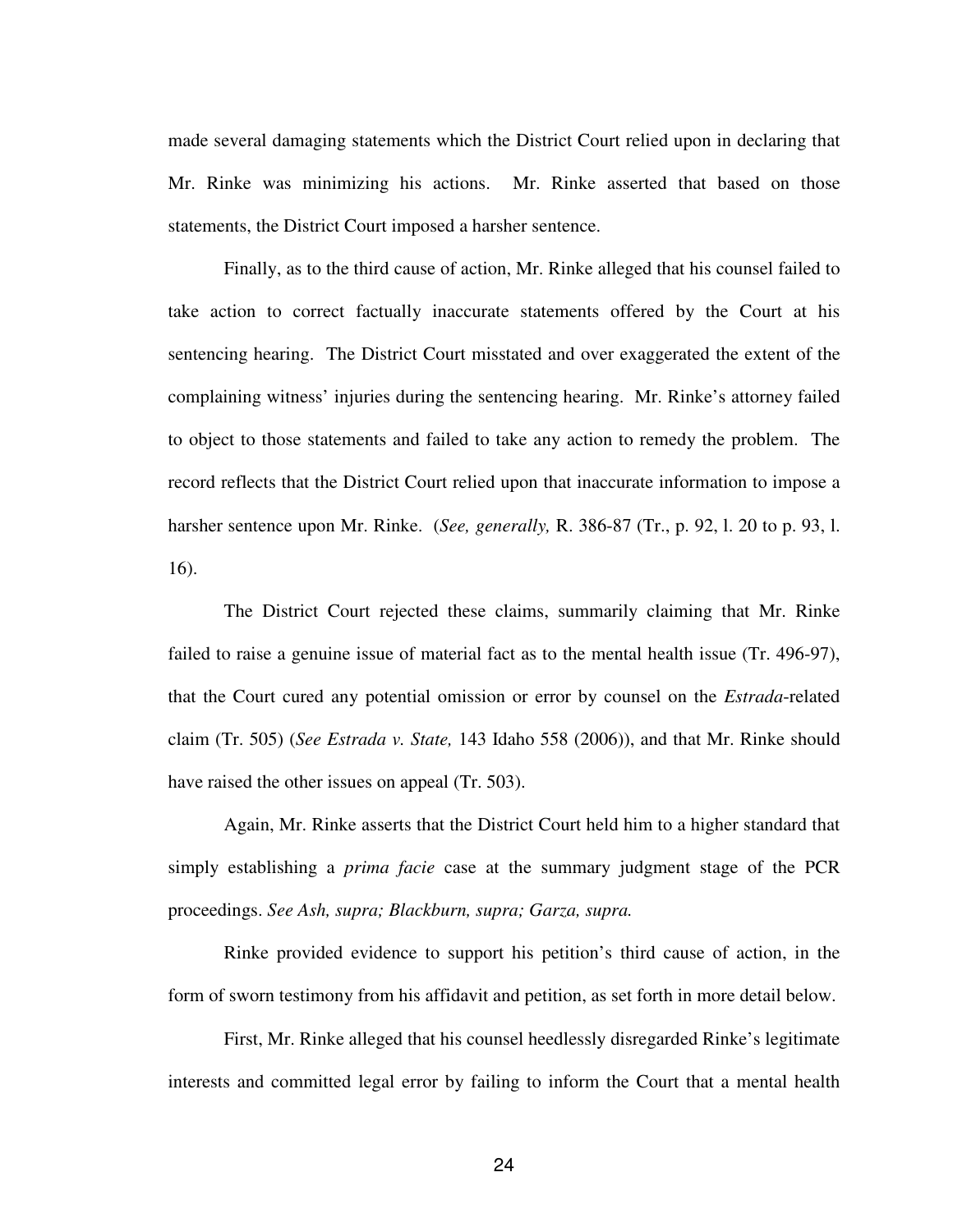made several damaging statements which the District Court relied upon in declaring that Mr. Rinke was minimizing his actions. Mr. Rinke asserted that based on those statements, the District Court imposed a harsher sentence.

Finally, as to the third cause of action, Mr. Rinke alleged that his counsel failed to take action to correct factually inaccurate statements offered by the Court at his sentencing hearing. The District Court misstated and over exaggerated the extent of the complaining witness' injuries during the sentencing hearing. Mr. Rinke's attorney failed to object to those statements and failed to take any action to remedy the problem. The record reflects that the District Court relied upon that inaccurate information to impose a harsher sentence upon Mr. Rinke. (*See, generally,* R. 386-87 (Tr., p. 92, l. 20 to p. 93, l. 16).

The District Court rejected these claims, summarily claiming that Mr. Rinke failed to raise a genuine issue of material fact as to the mental health issue (Tr. 496-97), that the Court cured any potential omission or error by counsel on the *Estrada*-related claim (Tr. 505) (*See Estrada v. State,* 143 Idaho 558 (2006)), and that Mr. Rinke should have raised the other issues on appeal (Tr. 503).

Again, Mr. Rinke asserts that the District Court held him to a higher standard that simply establishing a *prima facie* case at the summary judgment stage of the PCR proceedings. *See Ash, supra; Blackburn, supra; Garza, supra.*

Rinke provided evidence to support his petition's third cause of action, in the form of sworn testimony from his affidavit and petition, as set forth in more detail below.

First, Mr. Rinke alleged that his counsel heedlessly disregarded Rinke's legitimate interests and committed legal error by failing to inform the Court that a mental health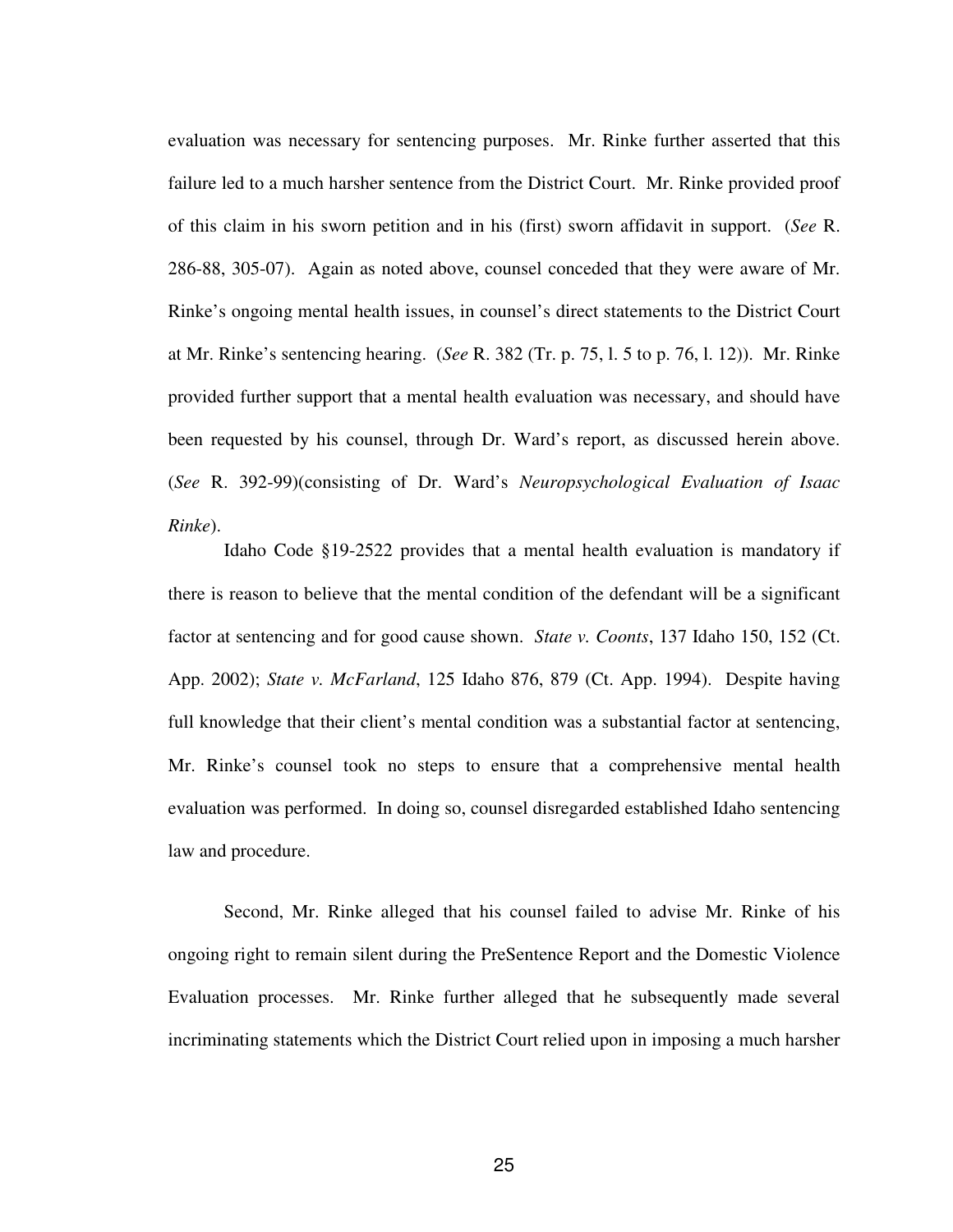evaluation was necessary for sentencing purposes. Mr. Rinke further asserted that this failure led to a much harsher sentence from the District Court. Mr. Rinke provided proof of this claim in his sworn petition and in his (first) sworn affidavit in support. (*See* R. 286-88, 305-07). Again as noted above, counsel conceded that they were aware of Mr. Rinke's ongoing mental health issues, in counsel's direct statements to the District Court at Mr. Rinke's sentencing hearing. (*See* R. 382 (Tr. p. 75, l. 5 to p. 76, l. 12)). Mr. Rinke provided further support that a mental health evaluation was necessary, and should have been requested by his counsel, through Dr. Ward's report, as discussed herein above. (*See* R. 392-99)(consisting of Dr. Ward's *Neuropsychological Evaluation of Isaac Rinke*).

Idaho Code §19-2522 provides that a mental health evaluation is mandatory if there is reason to believe that the mental condition of the defendant will be a significant factor at sentencing and for good cause shown. *State v. Coonts*, 137 Idaho 150, 152 (Ct. App. 2002); *State v. McFarland*, 125 Idaho 876, 879 (Ct. App. 1994). Despite having full knowledge that their client's mental condition was a substantial factor at sentencing, Mr. Rinke's counsel took no steps to ensure that a comprehensive mental health evaluation was performed. In doing so, counsel disregarded established Idaho sentencing law and procedure.

Second, Mr. Rinke alleged that his counsel failed to advise Mr. Rinke of his ongoing right to remain silent during the PreSentence Report and the Domestic Violence Evaluation processes. Mr. Rinke further alleged that he subsequently made several incriminating statements which the District Court relied upon in imposing a much harsher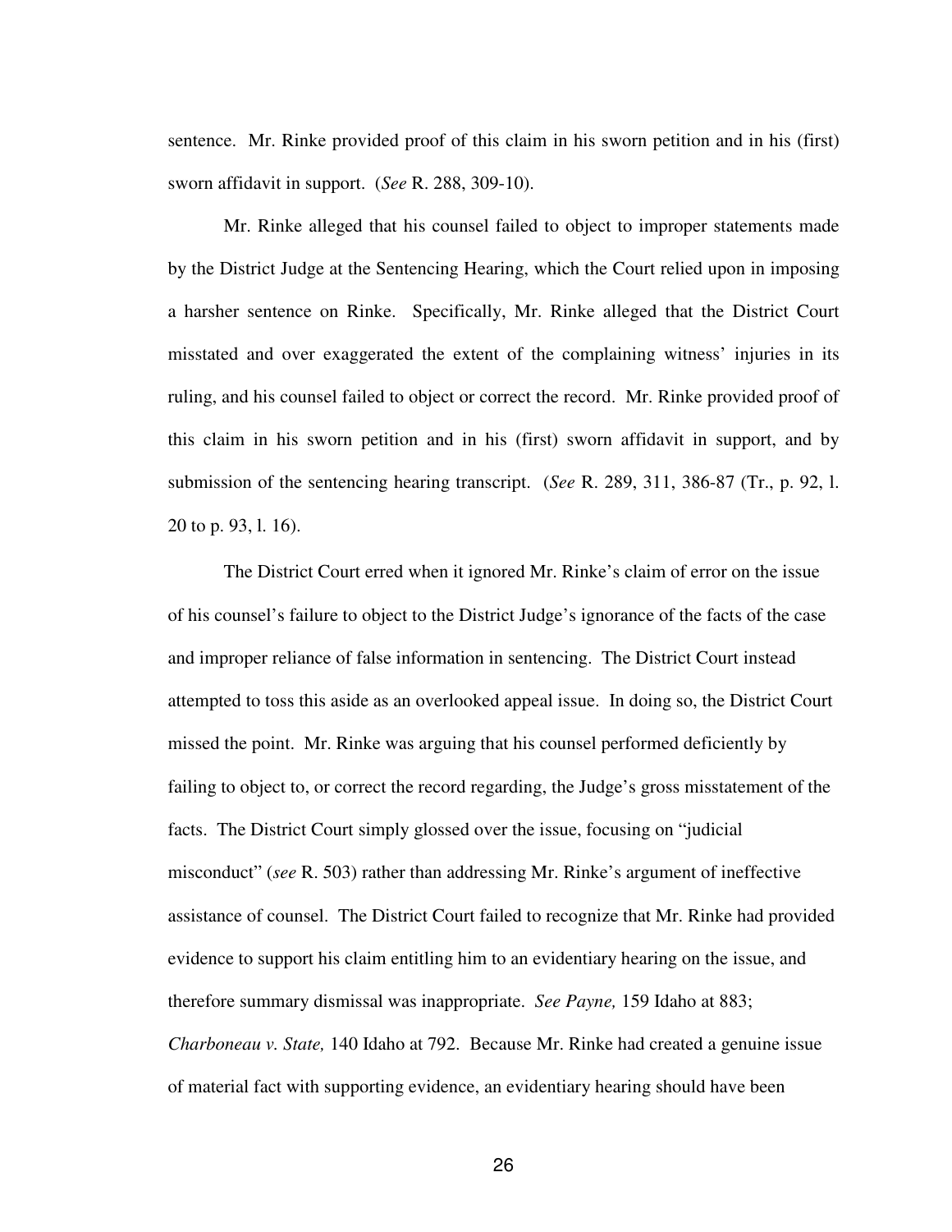sentence. Mr. Rinke provided proof of this claim in his sworn petition and in his (first) sworn affidavit in support. (*See* R. 288, 309-10).

Mr. Rinke alleged that his counsel failed to object to improper statements made by the District Judge at the Sentencing Hearing, which the Court relied upon in imposing a harsher sentence on Rinke. Specifically, Mr. Rinke alleged that the District Court misstated and over exaggerated the extent of the complaining witness' injuries in its ruling, and his counsel failed to object or correct the record. Mr. Rinke provided proof of this claim in his sworn petition and in his (first) sworn affidavit in support, and by submission of the sentencing hearing transcript. (*See* R. 289, 311, 386-87 (Tr., p. 92, l. 20 to p. 93, l. 16).

The District Court erred when it ignored Mr. Rinke's claim of error on the issue of his counsel's failure to object to the District Judge's ignorance of the facts of the case and improper reliance of false information in sentencing. The District Court instead attempted to toss this aside as an overlooked appeal issue. In doing so, the District Court missed the point. Mr. Rinke was arguing that his counsel performed deficiently by failing to object to, or correct the record regarding, the Judge's gross misstatement of the facts. The District Court simply glossed over the issue, focusing on "judicial misconduct" (*see* R. 503) rather than addressing Mr. Rinke's argument of ineffective assistance of counsel. The District Court failed to recognize that Mr. Rinke had provided evidence to support his claim entitling him to an evidentiary hearing on the issue, and therefore summary dismissal was inappropriate. *See Payne,* 159 Idaho at 883; *Charboneau v. State,* 140 Idaho at 792. Because Mr. Rinke had created a genuine issue of material fact with supporting evidence, an evidentiary hearing should have been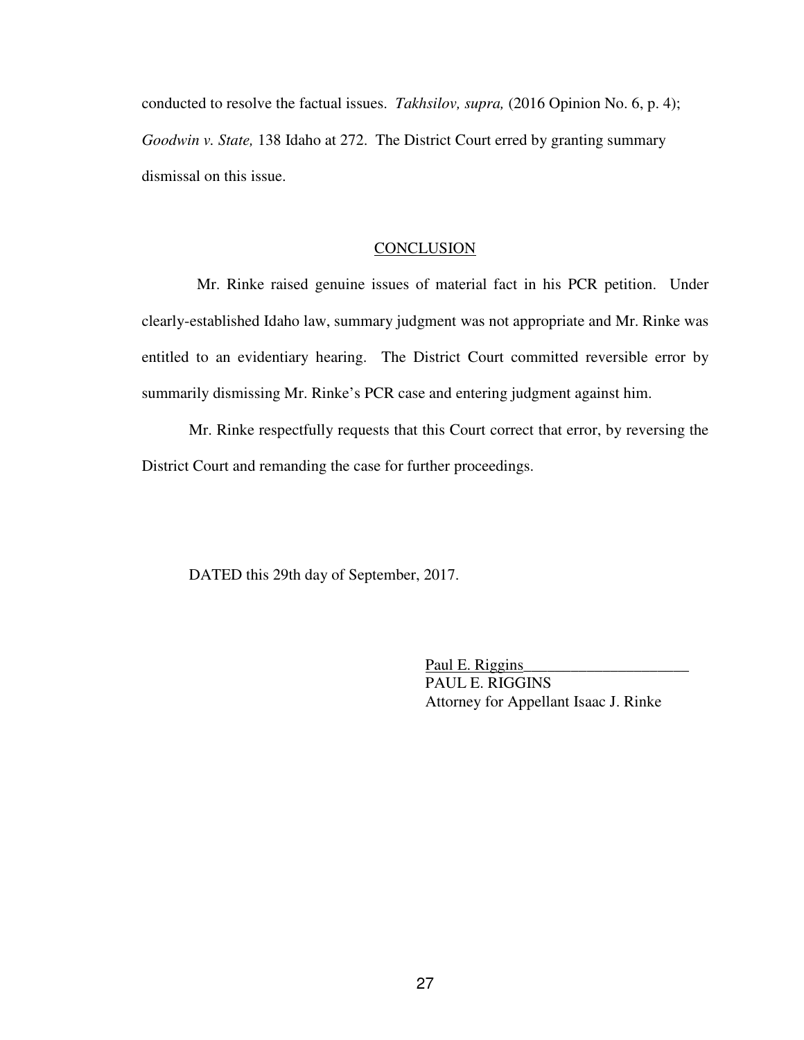conducted to resolve the factual issues. *Takhsilov, supra,* (2016 Opinion No. 6, p. 4); *Goodwin v. State,* 138 Idaho at 272. The District Court erred by granting summary dismissal on this issue.

## CONCLUSION

Mr. Rinke raised genuine issues of material fact in his PCR petition. Under clearly-established Idaho law, summary judgment was not appropriate and Mr. Rinke was entitled to an evidentiary hearing. The District Court committed reversible error by summarily dismissing Mr. Rinke's PCR case and entering judgment against him.

Mr. Rinke respectfully requests that this Court correct that error, by reversing the District Court and remanding the case for further proceedings.

DATED this 29th day of September, 2017.

Paul E. Riggins
PAUL E. RIGGINS
Attorney for Appellant Isaac J. Rinke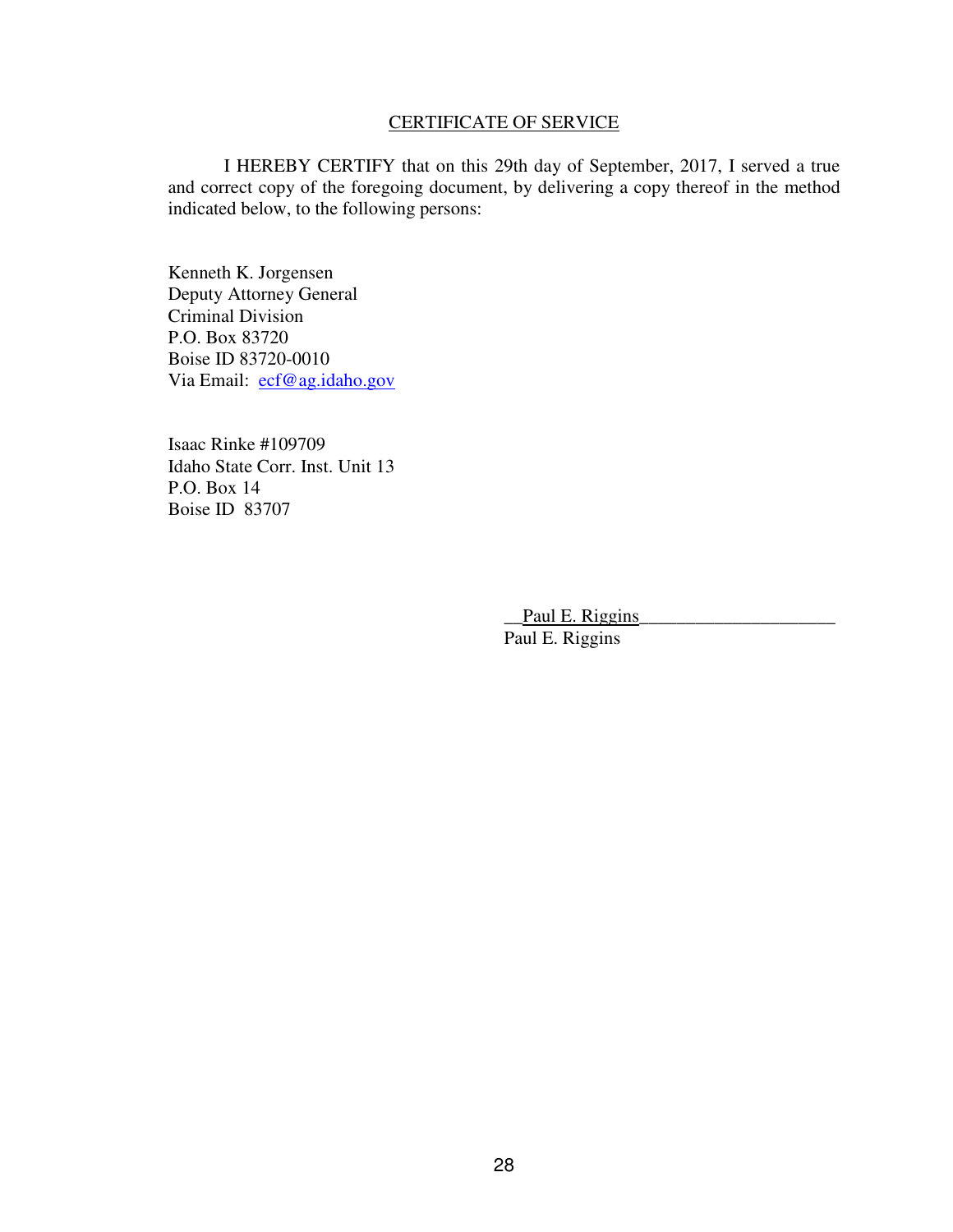## CERTIFICATE OF SERVICE

I HEREBY CERTIFY that on this 29th day of September, 2017, I served a true and correct copy of the foregoing document, by delivering a copy thereof in the method indicated below, to the following persons:

Kenneth K. Jorgensen
Deputy Attorney General
Criminal Division
P.O. Box 83720
Boise ID 83720-0010
Via Email: ecf@ag.idaho.gov

Isaac Rinke #109709
Idaho State Corr. Inst. Unit 13
P.O. Box 14
Boise ID 83707

__Paul E. Riggins____________________
Paul E. Riggins